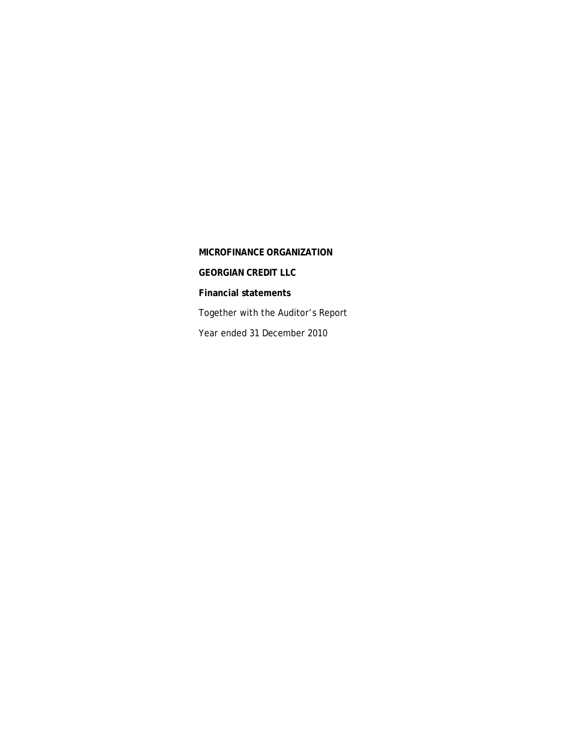**MICROFINANCE ORGANIZATION**

**GEORGIAN CREDIT LLC**

**Financial statements**

Together with the Auditor's Report

Year ended 31 December 2010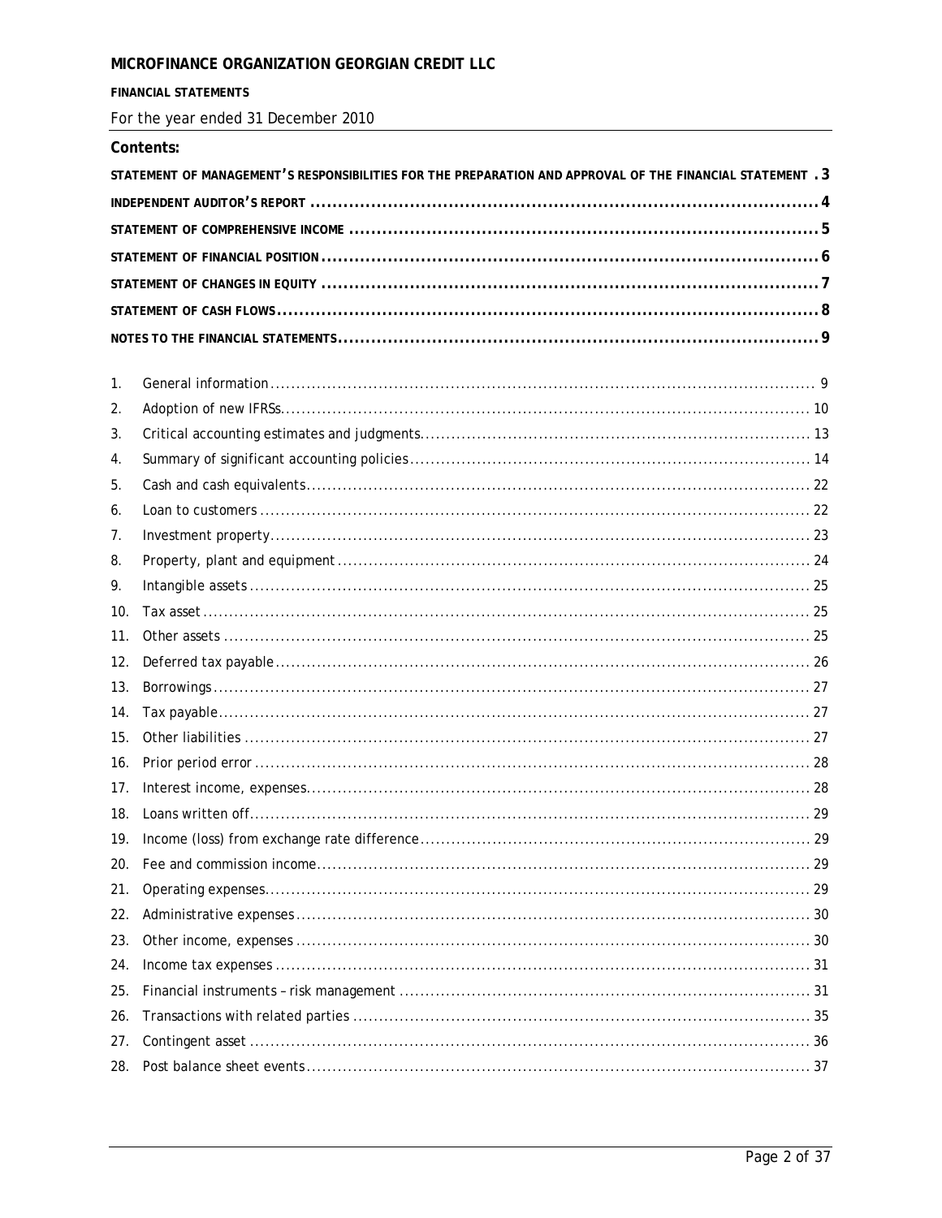# MICROFINANCE ORGANIZATION GEORGIAN CREDIT LLC

**FINANCIAL STATEMENTS**

For the year ended 31 December 2010

## Contents:

STATEMENT OF MANAGEMENT'S RESPONSIBILITIES FOR THE PREPARATION AND APPROVAL OF THE FINANCIAL STATEMENT . 3

INDEPENDENT AUDITOR'S REPORT .......... 4

STATEMENT OF COMPREHENSIVE INCOME .......... 5

STATEMENT OF FINANCIAL POSITION .......... 6

STATEMENT OF CHANGES IN EQUITY .......... 7

STATEMENT OF CASH FLOWS .......... 8

NOTES TO THE FINANCIAL STATEMENTS .......... 9

1. General information .......... 9
2. Adoption of new IFRSs .......... 10
3. Critical accounting estimates and judgments .......... 13
4. Summary of significant accounting policies .......... 14
5. Cash and cash equivalents .......... 22
6. Loan to customers .......... 22
7. Investment property .......... 23
8. Property, plant and equipment .......... 24
9. Intangible assets .......... 25
10. Tax asset .......... 25
11. Other assets .......... 25
12. Deferred tax payable .......... 26
13. Borrowings .......... 27
14. Tax payable .......... 27
15. Other liabilities .......... 27
16. Prior period error .......... 28
17. Interest income, expenses .......... 28
18. Loans written off .......... 29
19. Income (loss) from exchange rate difference .......... 29
20. Fee and commission income .......... 29
21. Operating expenses .......... 29
22. Administrative expenses .......... 30
23. Other income, expenses .......... 30
24. Income tax expenses .......... 31
25. Financial instruments – risk management .......... 31
26. Transactions with related parties .......... 35
27. Contingent asset .......... 36
28. Post balance sheet events .......... 37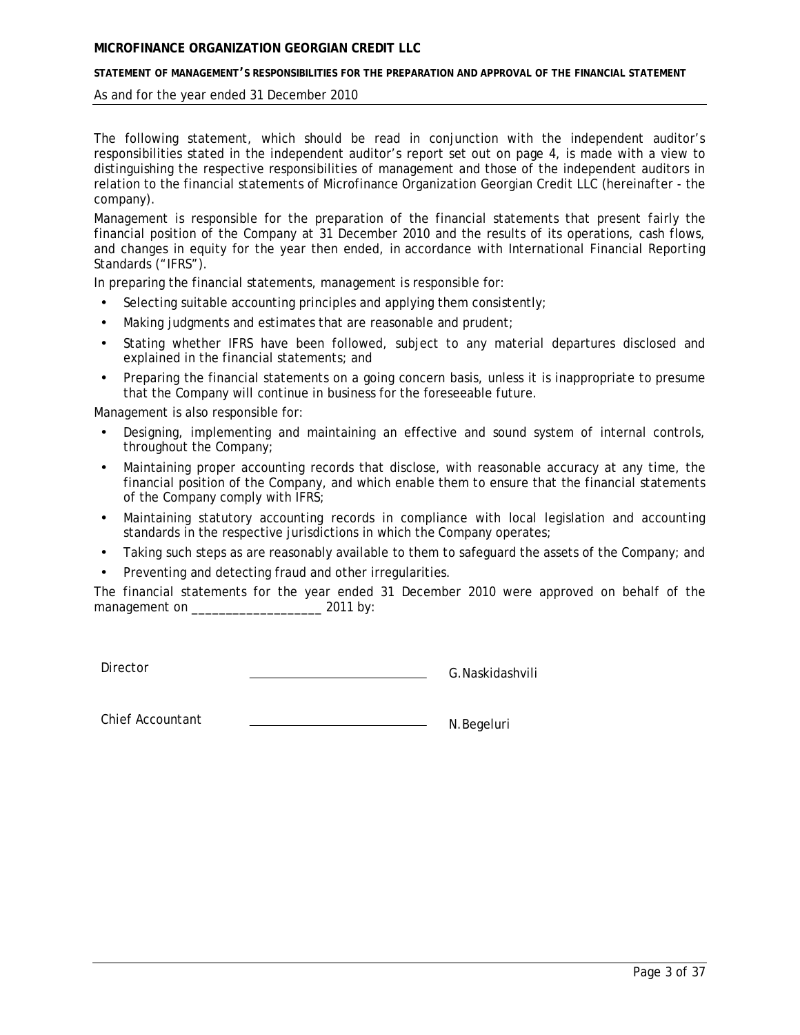**MICROFINANCE ORGANIZATION GEORGIAN CREDIT LLC**

**STATEMENT OF MANAGEMENT'S RESPONSIBILITIES FOR THE PREPARATION AND APPROVAL OF THE FINANCIAL STATEMENT**

As and for the year ended 31 December 2010

The following statement, which should be read in conjunction with the independent auditor's responsibilities stated in the independent auditor's report set out on page 4, is made with a view to distinguishing the respective responsibilities of management and those of the independent auditors in relation to the financial statements of Microfinance Organization Georgian Credit LLC (hereinafter - the company).

Management is responsible for the preparation of the financial statements that present fairly the financial position of the Company at 31 December 2010 and the results of its operations, cash flows, and changes in equity for the year then ended, in accordance with International Financial Reporting Standards ("IFRS").

In preparing the financial statements, management is responsible for:

- Selecting suitable accounting principles and applying them consistently;
- Making judgments and estimates that are reasonable and prudent;
- Stating whether IFRS have been followed, subject to any material departures disclosed and explained in the financial statements; and
- Preparing the financial statements on a going concern basis, unless it is inappropriate to presume that the Company will continue in business for the foreseeable future.

Management is also responsible for:

- Designing, implementing and maintaining an effective and sound system of internal controls, throughout the Company;
- Maintaining proper accounting records that disclose, with reasonable accuracy at any time, the financial position of the Company, and which enable them to ensure that the financial statements of the Company comply with IFRS;
- Maintaining statutory accounting records in compliance with local legislation and accounting standards in the respective jurisdictions in which the Company operates;
- Taking such steps as are reasonably available to them to safeguard the assets of the Company; and
- Preventing and detecting fraud and other irregularities.

The financial statements for the year ended 31 December 2010 were approved on behalf of the management on ___________________ 2011 by:

| | | |
|---|---|---|
| Director | ___________________________ | G.Naskidashvili |
| Chief Accountant | ___________________________ | N.Begeluri |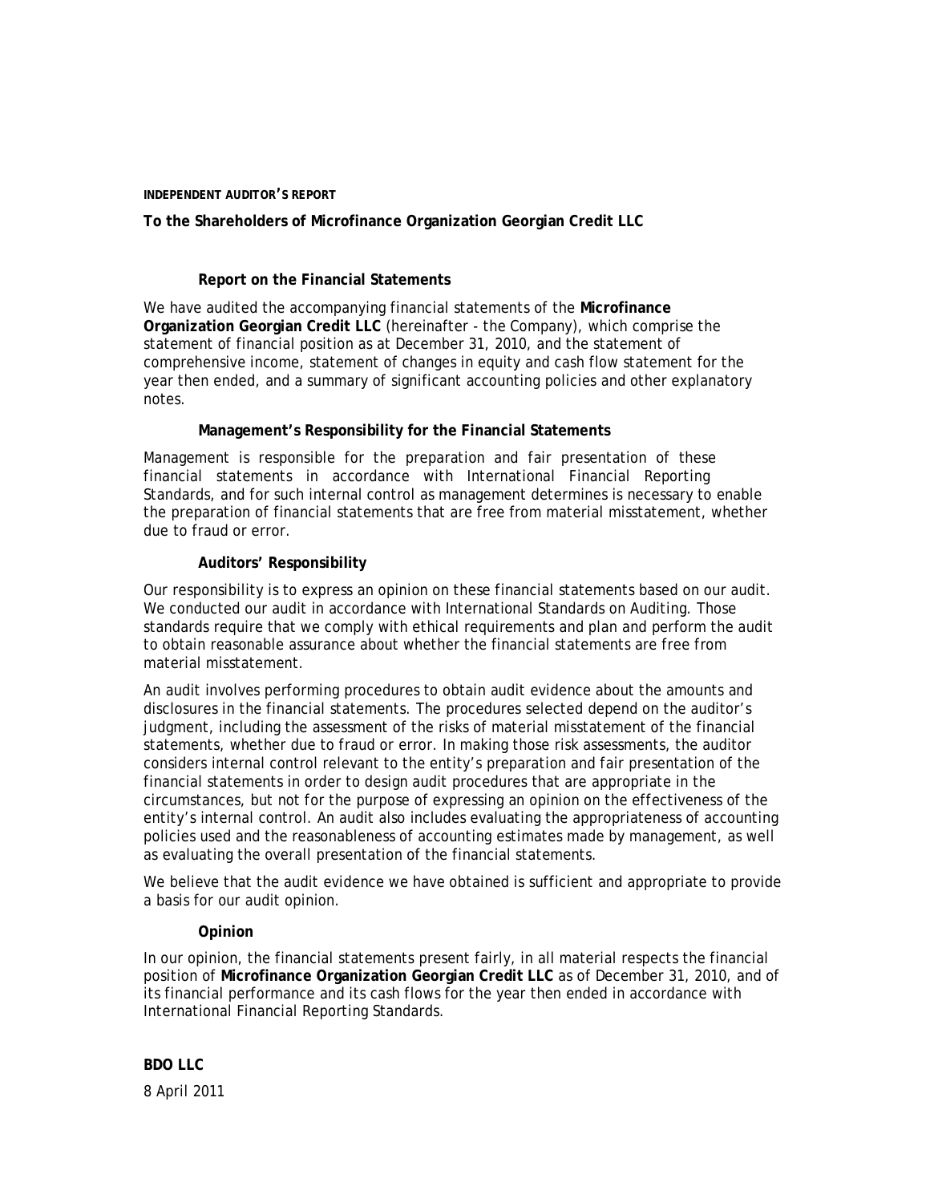## INDEPENDENT AUDITOR'S REPORT

**To the Shareholders of Microfinance Organization Georgian Credit LLC**

### Report on the Financial Statements

We have audited the accompanying financial statements of the **Microfinance Organization Georgian Credit LLC** (hereinafter - the Company), which comprise the statement of financial position as at December 31, 2010, and the statement of comprehensive income, statement of changes in equity and cash flow statement for the year then ended, and a summary of significant accounting policies and other explanatory notes.

### Management's Responsibility for the Financial Statements

Management is responsible for the preparation and fair presentation of these financial statements in accordance with International Financial Reporting Standards, and for such internal control as management determines is necessary to enable the preparation of financial statements that are free from material misstatement, whether due to fraud or error.

### Auditors' Responsibility

Our responsibility is to express an opinion on these financial statements based on our audit. We conducted our audit in accordance with International Standards on Auditing. Those standards require that we comply with ethical requirements and plan and perform the audit to obtain reasonable assurance about whether the financial statements are free from material misstatement.

An audit involves performing procedures to obtain audit evidence about the amounts and disclosures in the financial statements. The procedures selected depend on the auditor's judgment, including the assessment of the risks of material misstatement of the financial statements, whether due to fraud or error. In making those risk assessments, the auditor considers internal control relevant to the entity's preparation and fair presentation of the financial statements in order to design audit procedures that are appropriate in the circumstances, but not for the purpose of expressing an opinion on the effectiveness of the entity's internal control. An audit also includes evaluating the appropriateness of accounting policies used and the reasonableness of accounting estimates made by management, as well as evaluating the overall presentation of the financial statements.

We believe that the audit evidence we have obtained is sufficient and appropriate to provide a basis for our audit opinion.

### Opinion

In our opinion, the financial statements present fairly, in all material respects the financial position of **Microfinance Organization Georgian Credit LLC** as of December 31, 2010, and of its financial performance and its cash flows for the year then ended in accordance with International Financial Reporting Standards.

**BDO LLC**

8 April 2011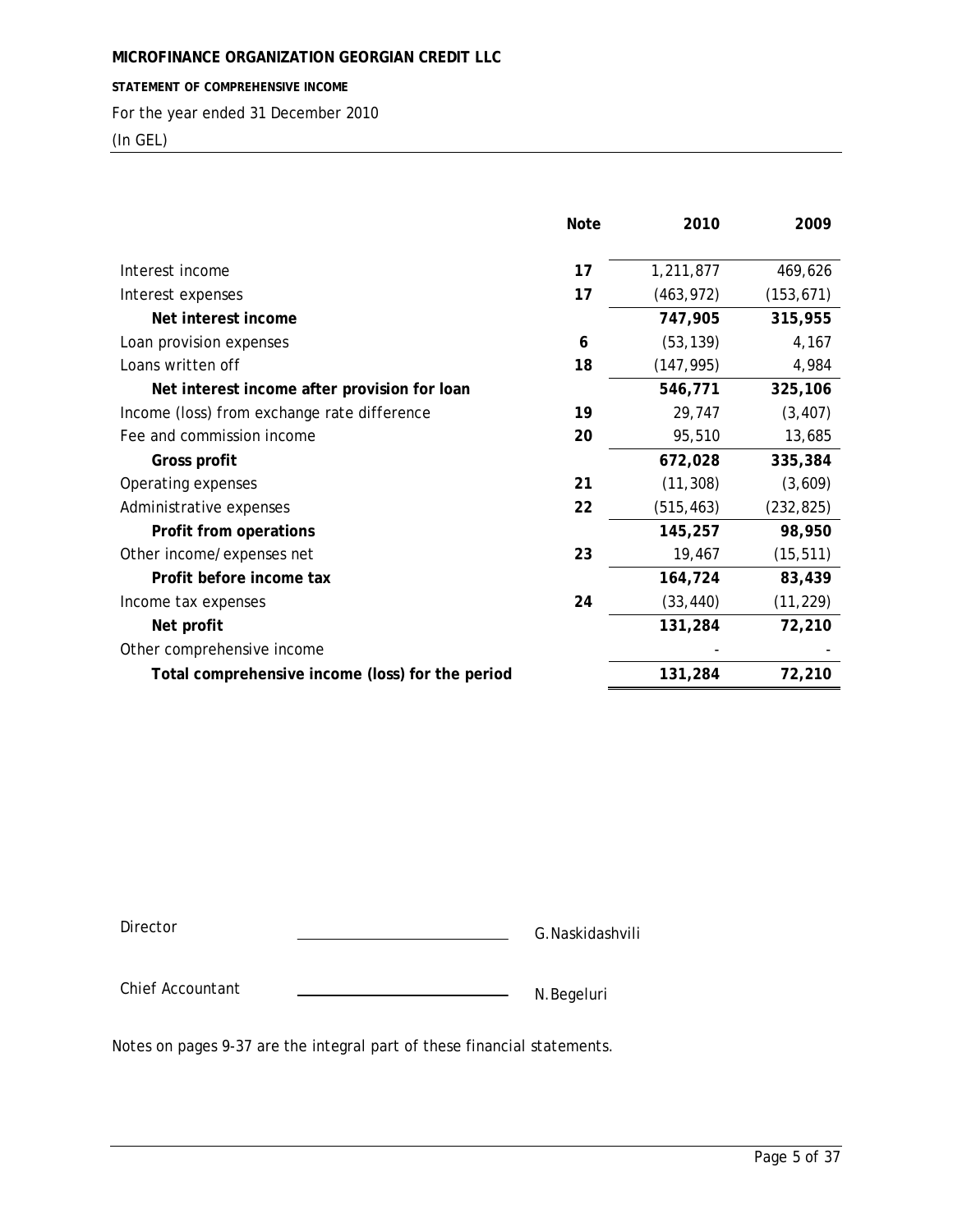**MICROFINANCE ORGANIZATION GEORGIAN CREDIT LLC**

**STATEMENT OF COMPREHENSIVE INCOME**

For the year ended 31 December 2010

(In GEL)

| | Note | 2010 | 2009 |
|---|---|---|---|
| Interest income | **17** | 1,211,877 | 469,626 |
| Interest expenses | **17** | (463,972) | (153,671) |
| **Net interest income** | | **747,905** | **315,955** |
| Loan provision expenses | **6** | (53,139) | 4,167 |
| Loans written off | **18** | (147,995) | 4,984 |
| **Net interest income after provision for loan** | | **546,771** | **325,106** |
| Income (loss) from exchange rate difference | **19** | 29,747 | (3,407) |
| Fee and commission income | **20** | 95,510 | 13,685 |
| **Gross profit** | | **672,028** | **335,384** |
| Operating expenses | **21** | (11,308) | (3,609) |
| Administrative expenses | **22** | (515,463) | (232,825) |
| **Profit from operations** | | **145,257** | **98,950** |
| Other income/expenses net | **23** | 19,467 | (15,511) |
| **Profit before income tax** | | **164,724** | **83,439** |
| Income tax expenses | **24** | (33,440) | (11,229) |
| **Net profit** | | **131,284** | **72,210** |
| Other comprehensive income | | - | - |
| **Total comprehensive income (loss) for the period** | | **131,284** | **72,210** |

Director ____________________ G.Naskidashvili

Chief Accountant ____________________ N.Begeluri

Notes on pages 9-37 are the integral part of these financial statements.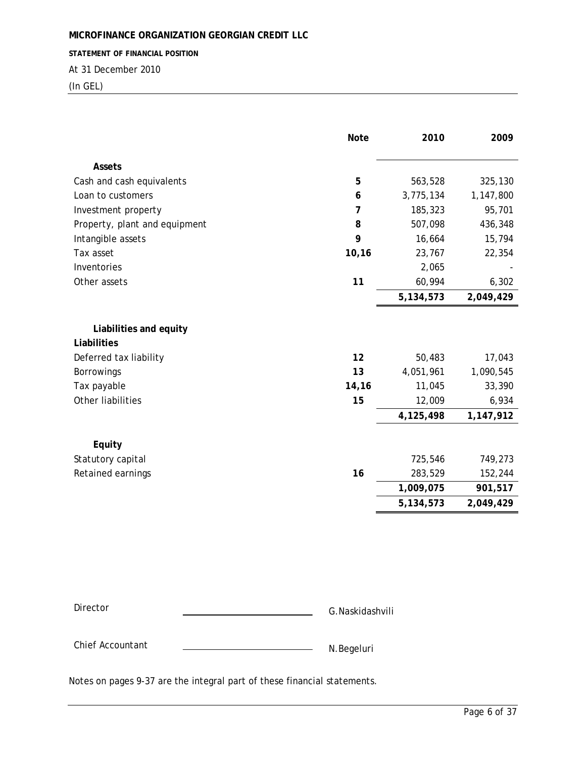**MICROFINANCE ORGANIZATION GEORGIAN CREDIT LLC**

**STATEMENT OF FINANCIAL POSITION**

At 31 December 2010

(In GEL)

| | Note | 2010 | 2009 |
|---|---|---|---|
| **Assets** | | | |
| Cash and cash equivalents | **5** | 563,528 | 325,130 |
| Loan to customers | **6** | 3,775,134 | 1,147,800 |
| Investment property | **7** | 185,323 | 95,701 |
| Property, plant and equipment | **8** | 507,098 | 436,348 |
| Intangible assets | **9** | 16,664 | 15,794 |
| Tax asset | **10,16** | 23,767 | 22,354 |
| Inventories | | 2,065 | - |
| Other assets | **11** | 60,994 | 6,302 |
| | | **5,134,573** | **2,049,429** |
| **Liabilities and equity** | | | |
| **Liabilities** | | | |
| Deferred tax liability | **12** | 50,483 | 17,043 |
| Borrowings | **13** | 4,051,961 | 1,090,545 |
| Tax payable | **14,16** | 11,045 | 33,390 |
| Other liabilities | **15** | 12,009 | 6,934 |
| | | **4,125,498** | **1,147,912** |
| **Equity** | | | |
| Statutory capital | | 725,546 | 749,273 |
| Retained earnings | **16** | 283,529 | 152,244 |
| | | **1,009,075** | **901,517** |
| | | **5,134,573** | **2,049,429** |

Director ____________________ G.Naskidashvili

Chief Accountant ____________________ N.Begeluri

Notes on pages 9-37 are the integral part of these financial statements.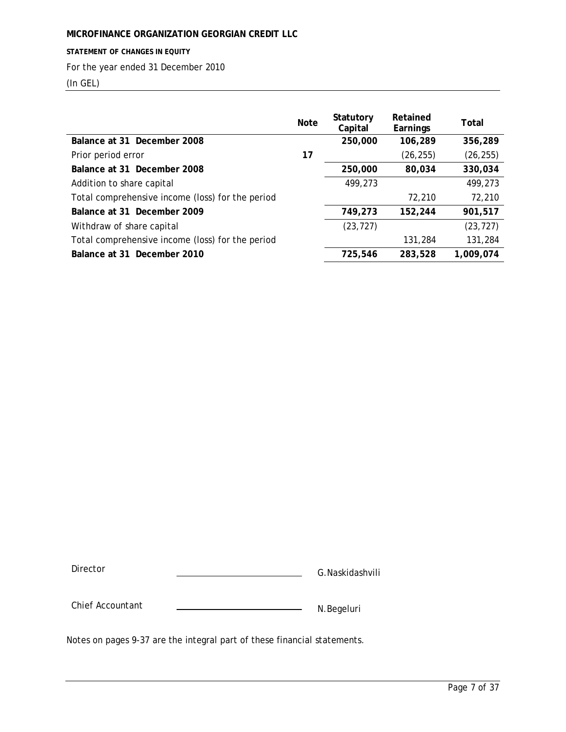**MICROFINANCE ORGANIZATION GEORGIAN CREDIT LLC**

**STATEMENT OF CHANGES IN EQUITY**

For the year ended 31 December 2010

(In GEL)

| | Note | Statutory Capital | Retained Earnings | Total |
|---|---|---|---|---|
| **Balance at 31 December 2008** | | **250,000** | **106,289** | **356,289** |
| Prior period error | **17** | | (26,255) | (26,255) |
| **Balance at 31 December 2008** | | **250,000** | **80,034** | **330,034** |
| Addition to share capital | | 499,273 | | 499,273 |
| Total comprehensive income (loss) for the period | | | 72,210 | 72,210 |
| **Balance at 31 December 2009** | | **749,273** | **152,244** | **901,517** |
| Withdraw of share capital | | (23,727) | | (23,727) |
| Total comprehensive income (loss) for the period | | | 131,284 | 131,284 |
| **Balance at 31 December 2010** | | **725,546** | **283,528** | **1,009,074** |

Director ____________________ G.Naskidashvili

Chief Accountant ____________________ N.Begeluri

Notes on pages 9-37 are the integral part of these financial statements.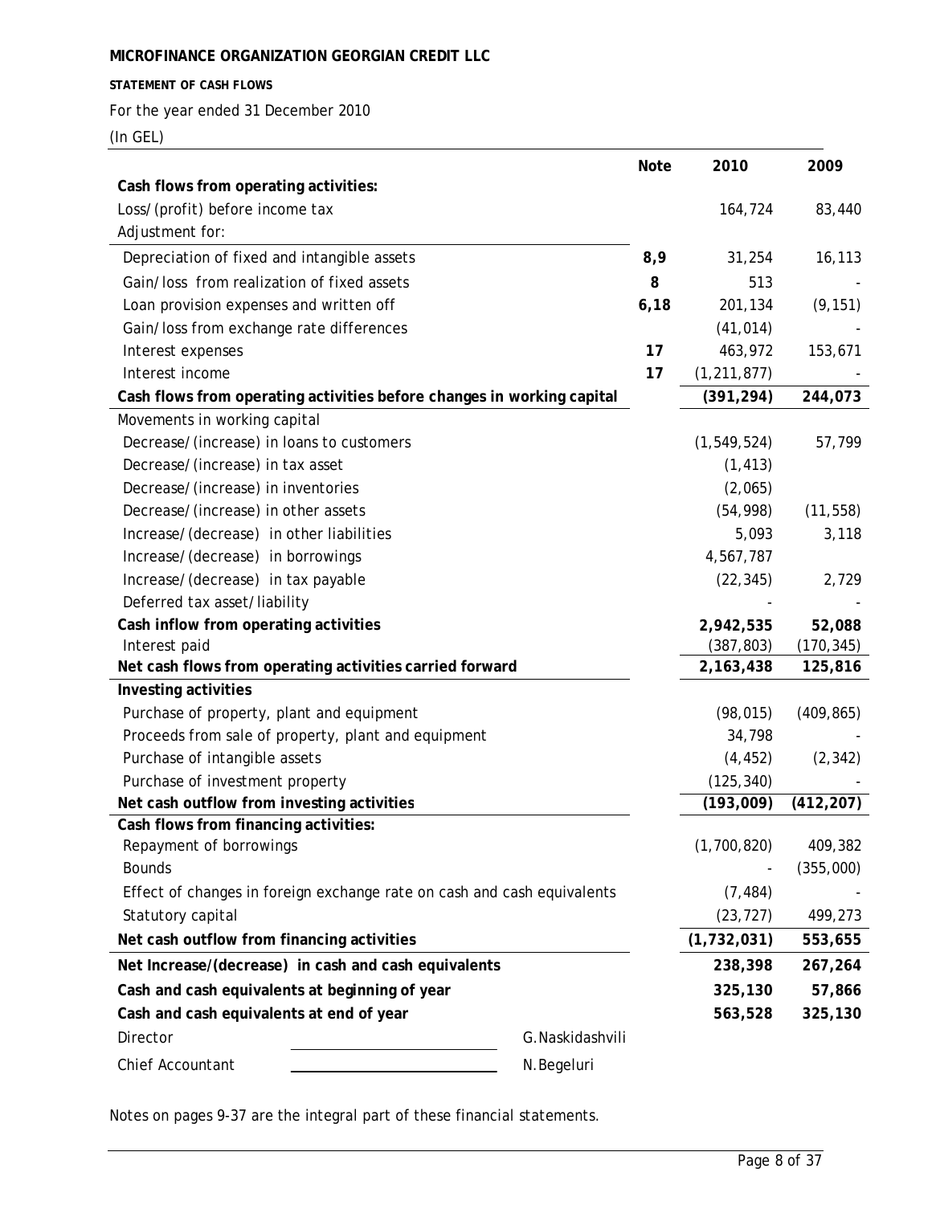**MICROFINANCE ORGANIZATION GEORGIAN CREDIT LLC**

**STATEMENT OF CASH FLOWS**

For the year ended 31 December 2010

(In GEL)

| | Note | 2010 | 2009 |
|---|---|---|---|
| **Cash flows from operating activities:** | | | |
| Loss/(profit) before income tax | | 164,724 | 83,440 |
| Adjustment for: | | | |
| Depreciation of fixed and intangible assets | 8,9 | 31,254 | 16,113 |
| Gain/loss from realization of fixed assets | 8 | 513 | - |
| Loan provision expenses and written off | 6,18 | 201,134 | (9,151) |
| Gain/loss from exchange rate differences | | (41,014) | - |
| Interest expenses | 17 | 463,972 | 153,671 |
| Interest income | 17 | (1,211,877) | - |
| **Cash flows from operating activities before changes in working capital** | | **(391,294)** | **244,073** |
| Movements in working capital | | | |
| Decrease/(increase) in loans to customers | | (1,549,524) | 57,799 |
| Decrease/(increase) in tax asset | | (1,413) | |
| Decrease/(increase) in inventories | | (2,065) | |
| Decrease/(increase) in other assets | | (54,998) | (11,558) |
| Increase/(decrease) in other liabilities | | 5,093 | 3,118 |
| Increase/(decrease) in borrowings | | 4,567,787 | |
| Increase/(decrease) in tax payable | | (22,345) | 2,729 |
| Deferred tax asset/liability | | - | - |
| **Cash inflow from operating activities** | | **2,942,535** | **52,088** |
| Interest paid | | (387,803) | (170,345) |
| **Net cash flows from operating activities carried forward** | | **2,163,438** | **125,816** |
| **Investing activities** | | | |
| Purchase of property, plant and equipment | | (98,015) | (409,865) |
| Proceeds from sale of property, plant and equipment | | 34,798 | - |
| Purchase of intangible assets | | (4,452) | (2,342) |
| Purchase of investment property | | (125,340) | - |
| **Net cash outflow from investing activities** | | **(193,009)** | **(412,207)** |
| **Cash flows from financing activities:** | | | |
| Repayment of borrowings | | (1,700,820) | 409,382 |
| Bounds | | - | (355,000) |
| Effect of changes in foreign exchange rate on cash and cash equivalents | | (7,484) | - |
| Statutory capital | | (23,727) | 499,273 |
| **Net cash outflow from financing activities** | | **(1,732,031)** | **553,655** |
| **Net Increase/(decrease) in cash and cash equivalents** | | **238,398** | **267,264** |
| **Cash and cash equivalents at beginning of year** | | **325,130** | **57,866** |
| **Cash and cash equivalents at end of year** | | **563,528** | **325,130** |

Director _______________________ G.Naskidashvili

Chief Accountant _______________________ N.Begeluri

Notes on pages 9-37 are the integral part of these financial statements.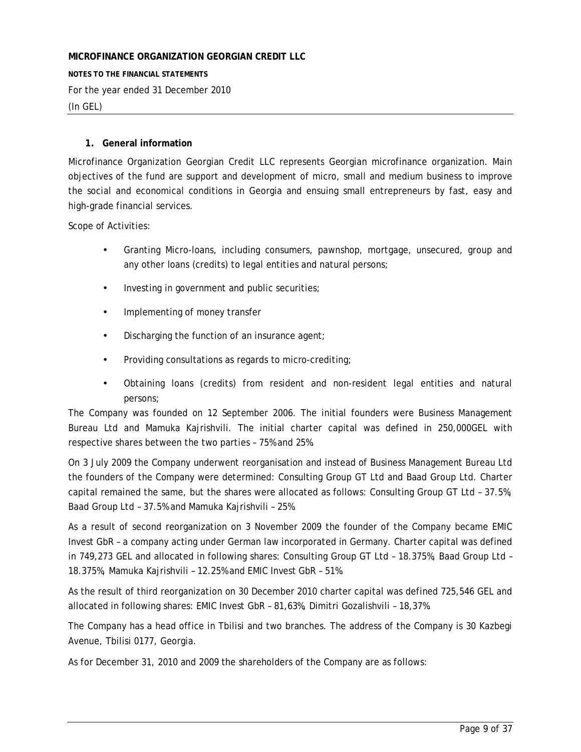## 1. General information

Microfinance Organization Georgian Credit LLC represents Georgian microfinance organization. Main objectives of the fund are support and development of micro, small and medium business to improve the social and economical conditions in Georgia and ensuing small entrepreneurs by fast, easy and high-grade financial services.

Scope of Activities:

- Granting Micro-loans, including consumers, pawnshop, mortgage, unsecured, group and any other loans (credits) to legal entities and natural persons;
- Investing in government and public securities;
- Implementing of money transfer
- Discharging the function of an insurance agent;
- Providing consultations as regards to micro-crediting;
- Obtaining loans (credits) from resident and non-resident legal entities and natural persons;

The Company was founded on 12 September 2006. The initial founders were Business Management Bureau Ltd and Mamuka Kajrishvili. The initial charter capital was defined in 250,000GEL with respective shares between the two parties – 75% and 25%.

On 3 July 2009 the Company underwent reorganisation and instead of Business Management Bureau Ltd the founders of the Company were determined: Consulting Group GT Ltd and Baad Group Ltd. Charter capital remained the same, but the shares were allocated as follows: Consulting Group GT Ltd – 37.5%, Baad Group Ltd – 37.5% and Mamuka Kajrishvili – 25%.

As a result of second reorganization on 3 November 2009 the founder of the Company became EMIC Invest GbR – a company acting under German law incorporated in Germany. Charter capital was defined in 749,273 GEL and allocated in following shares: Consulting Group GT Ltd – 18.375%, Baad Group Ltd – 18.375%, Mamuka Kajrishvili – 12.25% and EMIC Invest GbR – 51%.

As the result of third reorganization on 30 December 2010 charter capital was defined 725,546 GEL and allocated in following shares: EMIC Invest GbR – 81,63%, Dimitri Gozalishvili – 18,37%.

The Company has a head office in Tbilisi and two branches. The address of the Company is 30 Kazbegi Avenue, Tbilisi 0177, Georgia.

As for December 31, 2010 and 2009 the shareholders of the Company are as follows: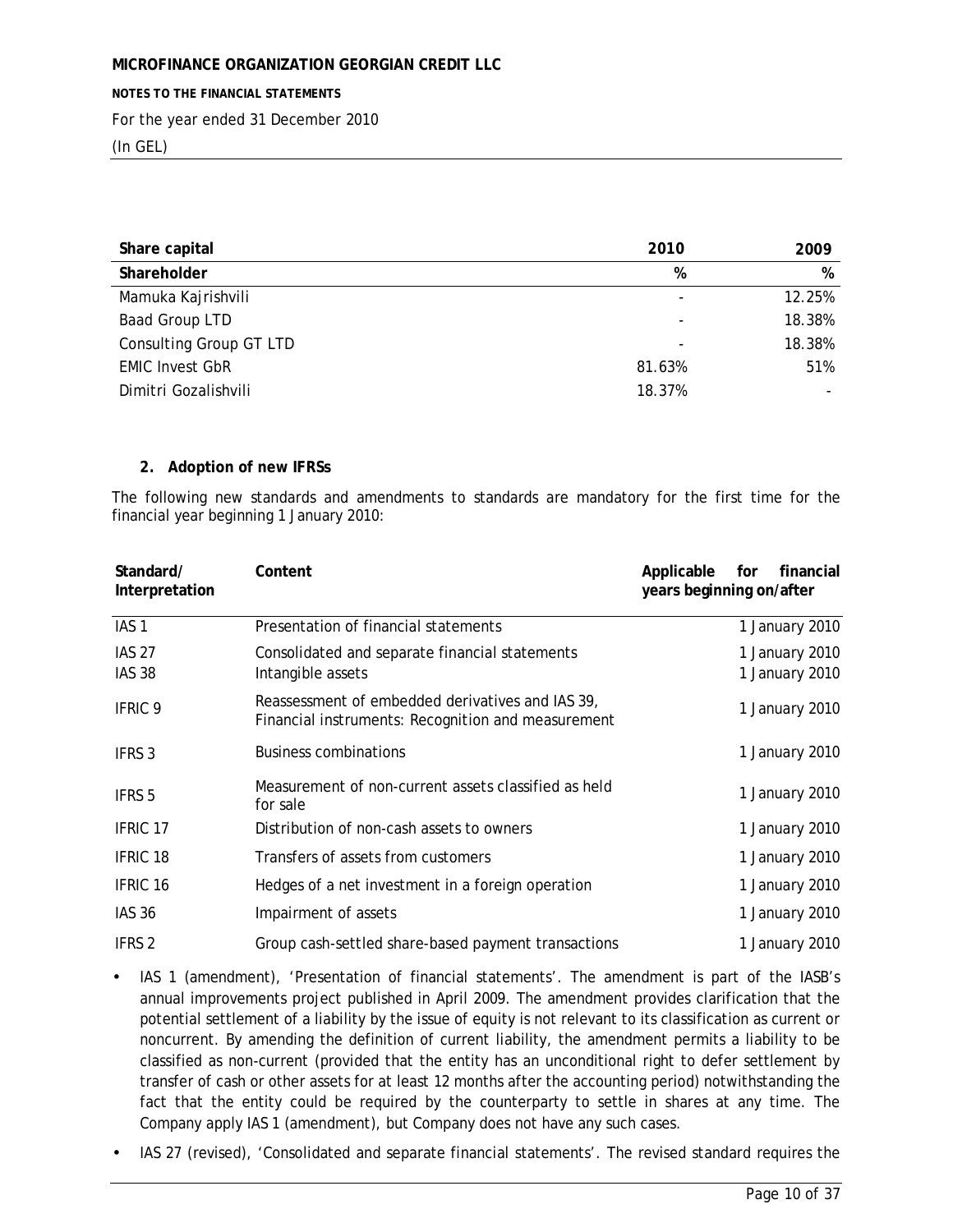| Share capital | 2010 | 2009 |
|---|---|---|
| **Shareholder** | **%** | **%** |
| Mamuka Kajrishvili | - | 12.25% |
| Baad Group LTD | - | 18.38% |
| Consulting Group GT LTD | - | 18.38% |
| EMIC Invest GbR | 81.63% | 51% |
| Dimitri Gozalishvili | 18.37% | - |

## 2. Adoption of new IFRSs

The following new standards and amendments to standards are mandatory for the first time for the financial year beginning 1 January 2010:

| Standard/ Interpretation | Content | Applicable for financial years beginning on/after |
|---|---|---|
| IAS 1 | Presentation of financial statements | 1 January 2010 |
| IAS 27 | Consolidated and separate financial statements | 1 January 2010 |
| IAS 38 | Intangible assets | 1 January 2010 |
| IFRIC 9 | Reassessment of embedded derivatives and IAS 39, Financial instruments: Recognition and measurement | 1 January 2010 |
| IFRS 3 | Business combinations | 1 January 2010 |
| IFRS 5 | Measurement of non-current assets classified as held for sale | 1 January 2010 |
| IFRIC 17 | Distribution of non-cash assets to owners | 1 January 2010 |
| IFRIC 18 | Transfers of assets from customers | 1 January 2010 |
| IFRIC 16 | Hedges of a net investment in a foreign operation | 1 January 2010 |
| IAS 36 | Impairment of assets | 1 January 2010 |
| IFRS 2 | Group cash-settled share-based payment transactions | 1 January 2010 |

- IAS 1 (amendment), 'Presentation of financial statements'. The amendment is part of the IASB's annual improvements project published in April 2009. The amendment provides clarification that the potential settlement of a liability by the issue of equity is not relevant to its classification as current or noncurrent. By amending the definition of current liability, the amendment permits a liability to be classified as non-current (provided that the entity has an unconditional right to defer settlement by transfer of cash or other assets for at least 12 months after the accounting period) notwithstanding the fact that the entity could be required by the counterparty to settle in shares at any time. The Company apply IAS 1 (amendment), but Company does not have any such cases.
- IAS 27 (revised), 'Consolidated and separate financial statements'. The revised standard requires the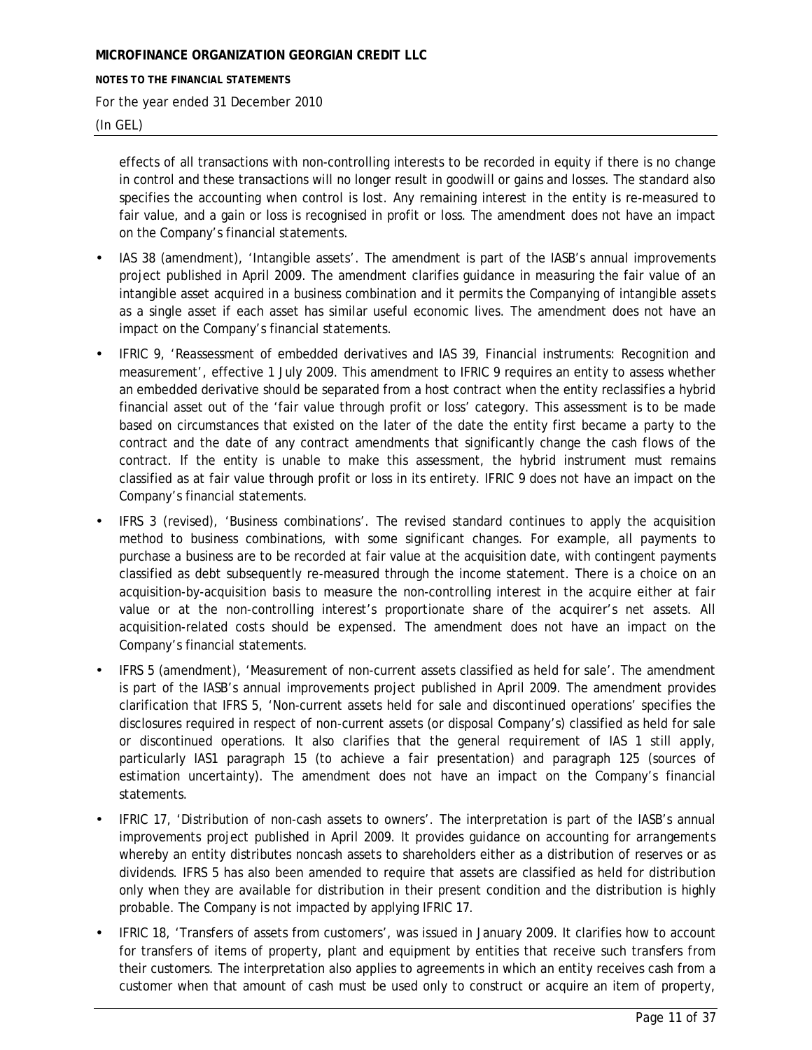effects of all transactions with non-controlling interests to be recorded in equity if there is no change in control and these transactions will no longer result in goodwill or gains and losses. The standard also specifies the accounting when control is lost. Any remaining interest in the entity is re-measured to fair value, and a gain or loss is recognised in profit or loss. The amendment does not have an impact on the Company's financial statements.

- IAS 38 (amendment), 'Intangible assets'. The amendment is part of the IASB's annual improvements project published in April 2009. The amendment clarifies guidance in measuring the fair value of an intangible asset acquired in a business combination and it permits the Companying of intangible assets as a single asset if each asset has similar useful economic lives. The amendment does not have an impact on the Company's financial statements.
- IFRIC 9, 'Reassessment of embedded derivatives and IAS 39, Financial instruments: Recognition and measurement', effective 1 July 2009. This amendment to IFRIC 9 requires an entity to assess whether an embedded derivative should be separated from a host contract when the entity reclassifies a hybrid financial asset out of the 'fair value through profit or loss' category. This assessment is to be made based on circumstances that existed on the later of the date the entity first became a party to the contract and the date of any contract amendments that significantly change the cash flows of the contract. If the entity is unable to make this assessment, the hybrid instrument must remains classified as at fair value through profit or loss in its entirety. IFRIC 9 does not have an impact on the Company's financial statements.
- IFRS 3 (revised), 'Business combinations'. The revised standard continues to apply the acquisition method to business combinations, with some significant changes. For example, all payments to purchase a business are to be recorded at fair value at the acquisition date, with contingent payments classified as debt subsequently re-measured through the income statement. There is a choice on an acquisition-by-acquisition basis to measure the non-controlling interest in the acquire either at fair value or at the non-controlling interest's proportionate share of the acquirer's net assets. All acquisition-related costs should be expensed. The amendment does not have an impact on the Company's financial statements.
- IFRS 5 (amendment), 'Measurement of non-current assets classified as held for sale'. The amendment is part of the IASB's annual improvements project published in April 2009. The amendment provides clarification that IFRS 5, 'Non-current assets held for sale and discontinued operations' specifies the disclosures required in respect of non-current assets (or disposal Company's) classified as held for sale or discontinued operations. It also clarifies that the general requirement of IAS 1 still apply, particularly IAS1 paragraph 15 (to achieve a fair presentation) and paragraph 125 (sources of estimation uncertainty). The amendment does not have an impact on the Company's financial statements.
- IFRIC 17, 'Distribution of non-cash assets to owners'. The interpretation is part of the IASB's annual improvements project published in April 2009. It provides guidance on accounting for arrangements whereby an entity distributes noncash assets to shareholders either as a distribution of reserves or as dividends. IFRS 5 has also been amended to require that assets are classified as held for distribution only when they are available for distribution in their present condition and the distribution is highly probable. The Company is not impacted by applying IFRIC 17.
- IFRIC 18, 'Transfers of assets from customers', was issued in January 2009. It clarifies how to account for transfers of items of property, plant and equipment by entities that receive such transfers from their customers. The interpretation also applies to agreements in which an entity receives cash from a customer when that amount of cash must be used only to construct or acquire an item of property,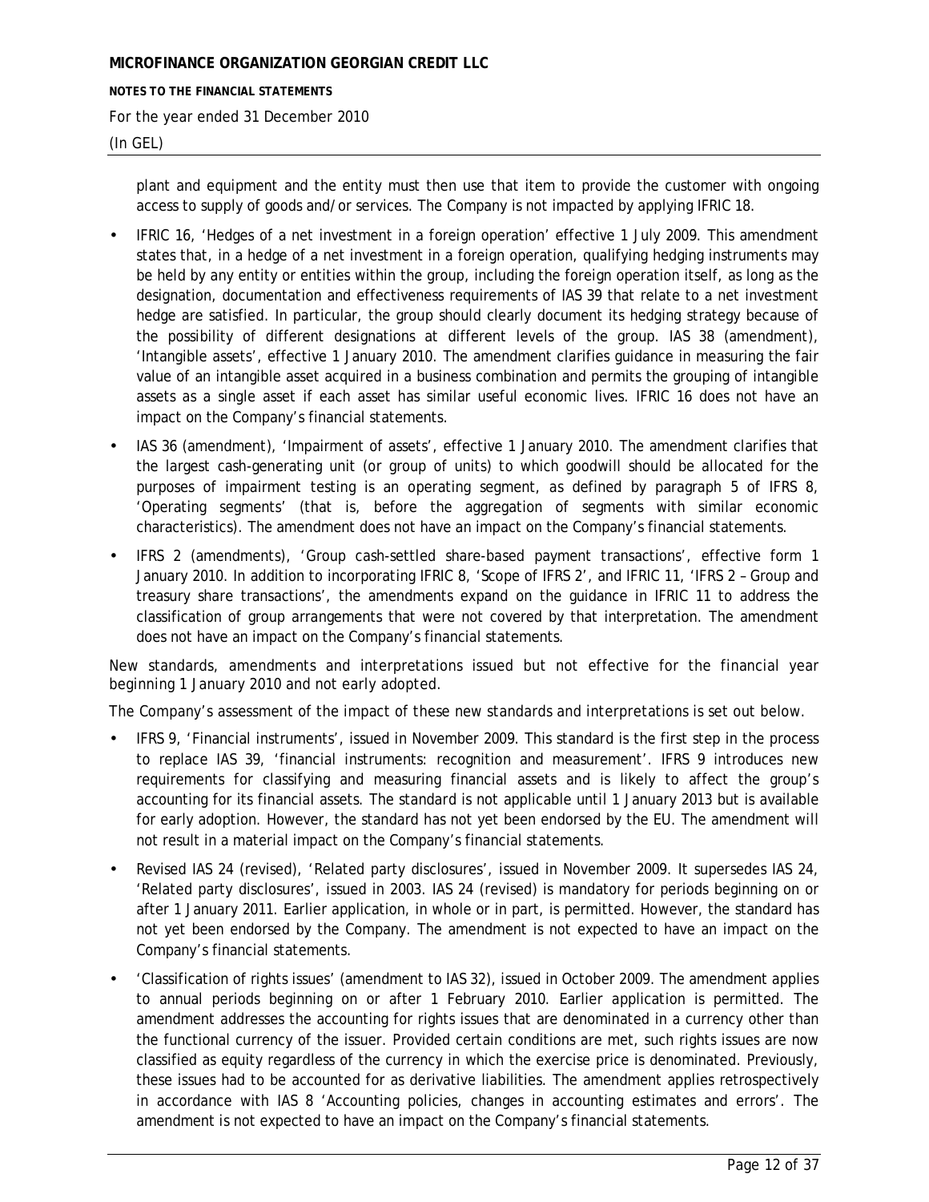plant and equipment and the entity must then use that item to provide the customer with ongoing access to supply of goods and/or services. The Company is not impacted by applying IFRIC 18.

- IFRIC 16, 'Hedges of a net investment in a foreign operation' effective 1 July 2009. This amendment states that, in a hedge of a net investment in a foreign operation, qualifying hedging instruments may be held by any entity or entities within the group, including the foreign operation itself, as long as the designation, documentation and effectiveness requirements of IAS 39 that relate to a net investment hedge are satisfied. In particular, the group should clearly document its hedging strategy because of the possibility of different designations at different levels of the group. IAS 38 (amendment), 'Intangible assets', effective 1 January 2010. The amendment clarifies guidance in measuring the fair value of an intangible asset acquired in a business combination and permits the grouping of intangible assets as a single asset if each asset has similar useful economic lives. IFRIC 16 does not have an impact on the Company's financial statements.
- IAS 36 (amendment), 'Impairment of assets', effective 1 January 2010. The amendment clarifies that the largest cash-generating unit (or group of units) to which goodwill should be allocated for the purposes of impairment testing is an operating segment, as defined by paragraph 5 of IFRS 8, 'Operating segments' (that is, before the aggregation of segments with similar economic characteristics). The amendment does not have an impact on the Company's financial statements.
- IFRS 2 (amendments), 'Group cash-settled share-based payment transactions', effective form 1 January 2010. In addition to incorporating IFRIC 8, 'Scope of IFRS 2', and IFRIC 11, 'IFRS 2 – Group and treasury share transactions', the amendments expand on the guidance in IFRIC 11 to address the classification of group arrangements that were not covered by that interpretation. The amendment does not have an impact on the Company's financial statements.

New standards, amendments and interpretations issued but not effective for the financial year beginning 1 January 2010 and not early adopted.

The Company's assessment of the impact of these new standards and interpretations is set out below.

- IFRS 9, 'Financial instruments', issued in November 2009. This standard is the first step in the process to replace IAS 39, 'financial instruments: recognition and measurement'. IFRS 9 introduces new requirements for classifying and measuring financial assets and is likely to affect the group's accounting for its financial assets. The standard is not applicable until 1 January 2013 but is available for early adoption. However, the standard has not yet been endorsed by the EU. The amendment will not result in a material impact on the Company's financial statements.
- Revised IAS 24 (revised), 'Related party disclosures', issued in November 2009. It supersedes IAS 24, 'Related party disclosures', issued in 2003. IAS 24 (revised) is mandatory for periods beginning on or after 1 January 2011. Earlier application, in whole or in part, is permitted. However, the standard has not yet been endorsed by the Company. The amendment is not expected to have an impact on the Company's financial statements.
- 'Classification of rights issues' (amendment to IAS 32), issued in October 2009. The amendment applies to annual periods beginning on or after 1 February 2010. Earlier application is permitted. The amendment addresses the accounting for rights issues that are denominated in a currency other than the functional currency of the issuer. Provided certain conditions are met, such rights issues are now classified as equity regardless of the currency in which the exercise price is denominated. Previously, these issues had to be accounted for as derivative liabilities. The amendment applies retrospectively in accordance with IAS 8 'Accounting policies, changes in accounting estimates and errors'. The amendment is not expected to have an impact on the Company's financial statements.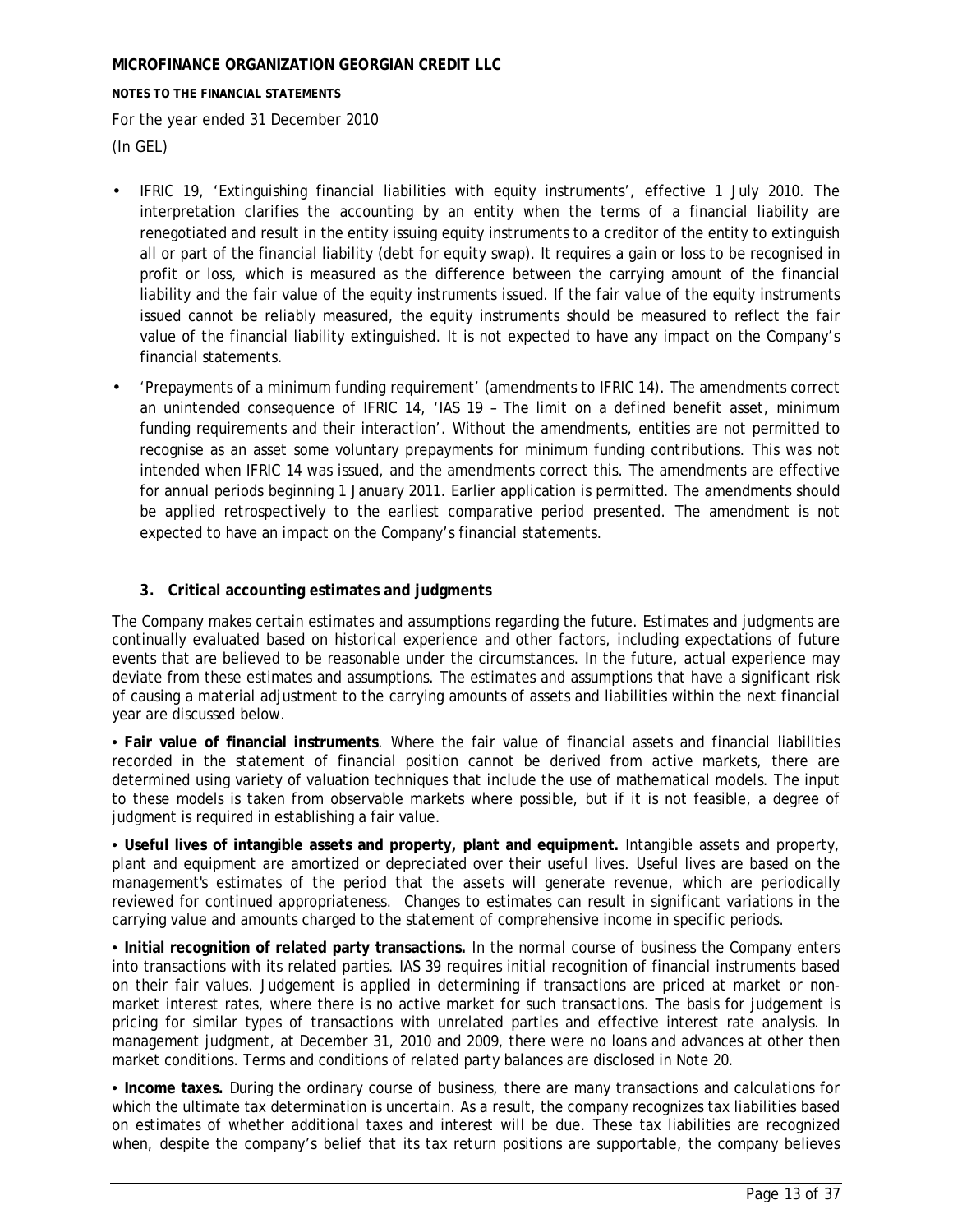- IFRIC 19, 'Extinguishing financial liabilities with equity instruments', effective 1 July 2010. The interpretation clarifies the accounting by an entity when the terms of a financial liability are renegotiated and result in the entity issuing equity instruments to a creditor of the entity to extinguish all or part of the financial liability (debt for equity swap). It requires a gain or loss to be recognised in profit or loss, which is measured as the difference between the carrying amount of the financial liability and the fair value of the equity instruments issued. If the fair value of the equity instruments issued cannot be reliably measured, the equity instruments should be measured to reflect the fair value of the financial liability extinguished. It is not expected to have any impact on the Company's financial statements.

- 'Prepayments of a minimum funding requirement' (amendments to IFRIC 14). The amendments correct an unintended consequence of IFRIC 14, 'IAS 19 – The limit on a defined benefit asset, minimum funding requirements and their interaction'. Without the amendments, entities are not permitted to recognise as an asset some voluntary prepayments for minimum funding contributions. This was not intended when IFRIC 14 was issued, and the amendments correct this. The amendments are effective for annual periods beginning 1 January 2011. Earlier application is permitted. The amendments should be applied retrospectively to the earliest comparative period presented. The amendment is not expected to have an impact on the Company's financial statements.

## 3. Critical accounting estimates and judgments

The Company makes certain estimates and assumptions regarding the future. Estimates and judgments are continually evaluated based on historical experience and other factors, including expectations of future events that are believed to be reasonable under the circumstances. In the future, actual experience may deviate from these estimates and assumptions. The estimates and assumptions that have a significant risk of causing a material adjustment to the carrying amounts of assets and liabilities within the next financial year are discussed below.

• **Fair value of financial instruments**. Where the fair value of financial assets and financial liabilities recorded in the statement of financial position cannot be derived from active markets, there are determined using variety of valuation techniques that include the use of mathematical models. The input to these models is taken from observable markets where possible, but if it is not feasible, a degree of judgment is required in establishing a fair value.

• **Useful lives of intangible assets and property, plant and equipment.** Intangible assets and property, plant and equipment are amortized or depreciated over their useful lives. Useful lives are based on the management's estimates of the period that the assets will generate revenue, which are periodically reviewed for continued appropriateness. Changes to estimates can result in significant variations in the carrying value and amounts charged to the statement of comprehensive income in specific periods.

• **Initial recognition of related party transactions.** In the normal course of business the Company enters into transactions with its related parties. IAS 39 requires initial recognition of financial instruments based on their fair values. Judgement is applied in determining if transactions are priced at market or non-market interest rates, where there is no active market for such transactions. The basis for judgement is pricing for similar types of transactions with unrelated parties and effective interest rate analysis. In management judgment, at December 31, 2010 and 2009, there were no loans and advances at other then market conditions. Terms and conditions of related party balances are disclosed in Note 20.

• **Income taxes.** During the ordinary course of business, there are many transactions and calculations for which the ultimate tax determination is uncertain. As a result, the company recognizes tax liabilities based on estimates of whether additional taxes and interest will be due. These tax liabilities are recognized when, despite the company's belief that its tax return positions are supportable, the company believes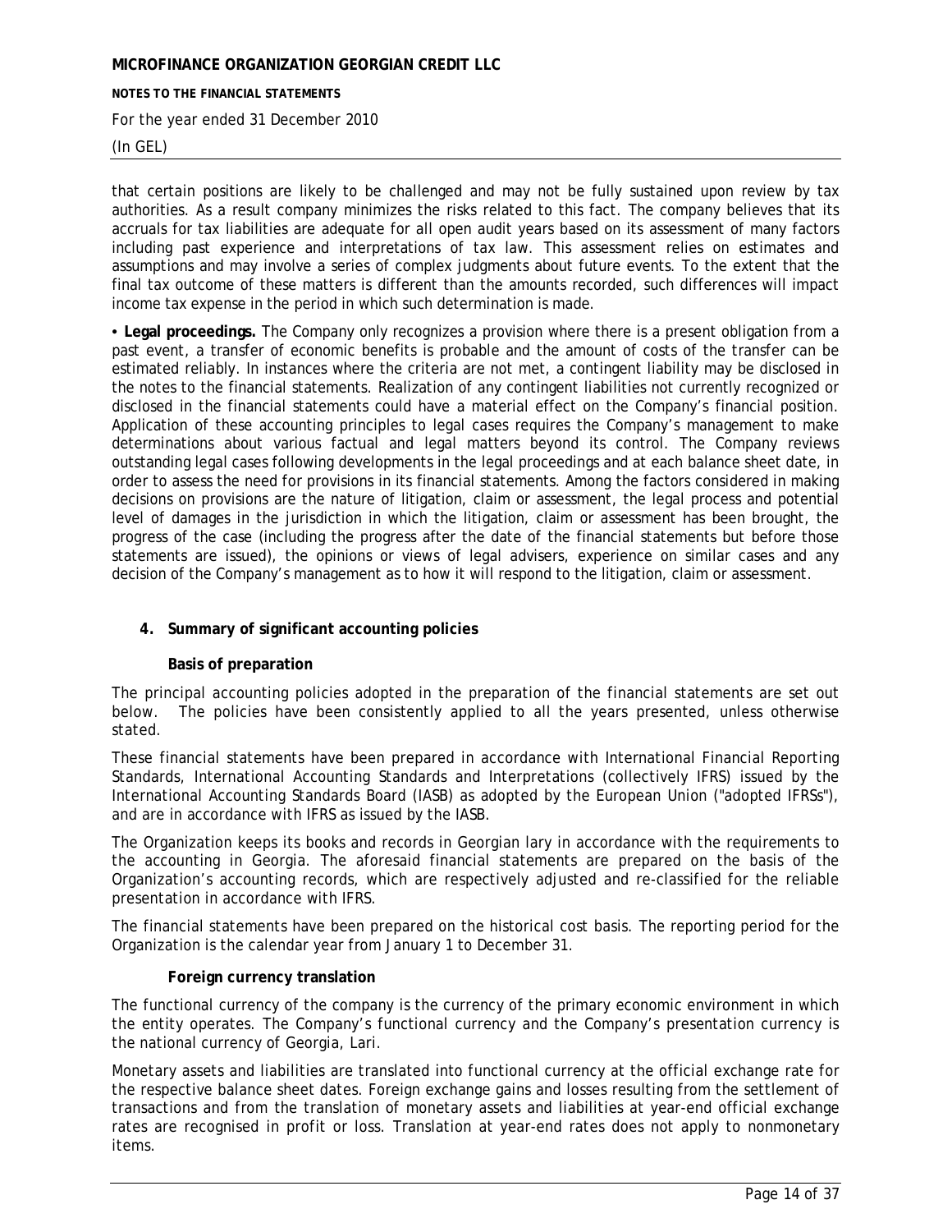that certain positions are likely to be challenged and may not be fully sustained upon review by tax authorities. As a result company minimizes the risks related to this fact. The company believes that its accruals for tax liabilities are adequate for all open audit years based on its assessment of many factors including past experience and interpretations of tax law. This assessment relies on estimates and assumptions and may involve a series of complex judgments about future events. To the extent that the final tax outcome of these matters is different than the amounts recorded, such differences will impact income tax expense in the period in which such determination is made.

• **Legal proceedings.** The Company only recognizes a provision where there is a present obligation from a past event, a transfer of economic benefits is probable and the amount of costs of the transfer can be estimated reliably. In instances where the criteria are not met, a contingent liability may be disclosed in the notes to the financial statements. Realization of any contingent liabilities not currently recognized or disclosed in the financial statements could have a material effect on the Company's financial position. Application of these accounting principles to legal cases requires the Company's management to make determinations about various factual and legal matters beyond its control. The Company reviews outstanding legal cases following developments in the legal proceedings and at each balance sheet date, in order to assess the need for provisions in its financial statements. Among the factors considered in making decisions on provisions are the nature of litigation, claim or assessment, the legal process and potential level of damages in the jurisdiction in which the litigation, claim or assessment has been brought, the progress of the case (including the progress after the date of the financial statements but before those statements are issued), the opinions or views of legal advisers, experience on similar cases and any decision of the Company's management as to how it will respond to the litigation, claim or assessment.

## 4. Summary of significant accounting policies

### Basis of preparation

The principal accounting policies adopted in the preparation of the financial statements are set out below. The policies have been consistently applied to all the years presented, unless otherwise stated.

These financial statements have been prepared in accordance with International Financial Reporting Standards, International Accounting Standards and Interpretations (collectively IFRS) issued by the International Accounting Standards Board (IASB) as adopted by the European Union ("adopted IFRSs"), and are in accordance with IFRS as issued by the IASB.

The Organization keeps its books and records in Georgian lary in accordance with the requirements to the accounting in Georgia. The aforesaid financial statements are prepared on the basis of the Organization's accounting records, which are respectively adjusted and re-classified for the reliable presentation in accordance with IFRS.

The financial statements have been prepared on the historical cost basis. The reporting period for the Organization is the calendar year from January 1 to December 31.

### Foreign currency translation

The functional currency of the company is the currency of the primary economic environment in which the entity operates. The Company's functional currency and the Company's presentation currency is the national currency of Georgia, Lari.

Monetary assets and liabilities are translated into functional currency at the official exchange rate for the respective balance sheet dates. Foreign exchange gains and losses resulting from the settlement of transactions and from the translation of monetary assets and liabilities at year-end official exchange rates are recognised in profit or loss. Translation at year-end rates does not apply to nonmonetary items.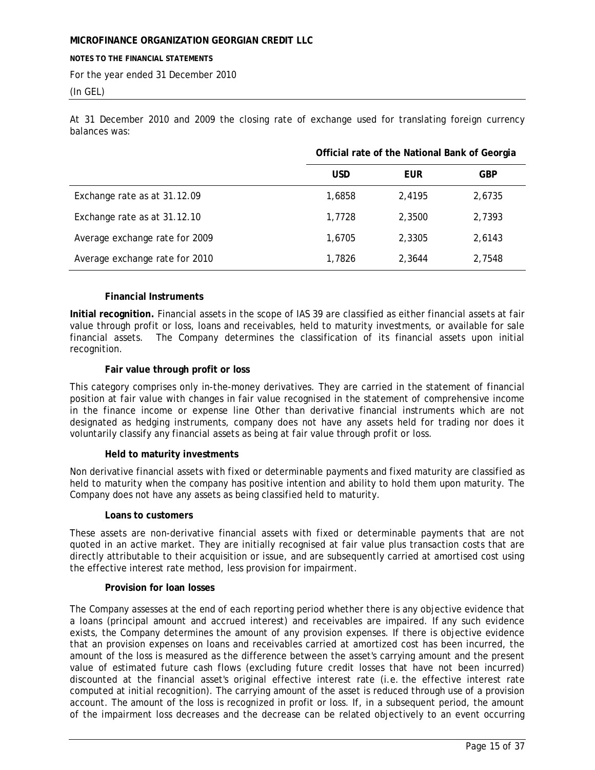At 31 December 2010 and 2009 the closing rate of exchange used for translating foreign currency balances was:

| | Official rate of the National Bank of Georgia | | |
|---|---|---|---|
| | USD | EUR | GBP |
| Exchange rate as at 31.12.09 | 1,6858 | 2,4195 | 2,6735 |
| Exchange rate as at 31.12.10 | 1,7728 | 2,3500 | 2,7393 |
| Average exchange rate for 2009 | 1,6705 | 2,3305 | 2,6143 |
| Average exchange rate for 2010 | 1,7826 | 2,3644 | 2,7548 |

**Financial Instruments**

**Initial recognition.** Financial assets in the scope of IAS 39 are classified as either financial assets at fair value through profit or loss, loans and receivables, held to maturity investments, or available for sale financial assets. The Company determines the classification of its financial assets upon initial recognition.

**Fair value through profit or loss**

This category comprises only in-the-money derivatives. They are carried in the statement of financial position at fair value with changes in fair value recognised in the statement of comprehensive income in the finance income or expense line Other than derivative financial instruments which are not designated as hedging instruments, company does not have any assets held for trading nor does it voluntarily classify any financial assets as being at fair value through profit or loss.

**Held to maturity investments**

Non derivative financial assets with fixed or determinable payments and fixed maturity are classified as held to maturity when the company has positive intention and ability to hold them upon maturity. The Company does not have any assets as being classified held to maturity.

**Loans to customers**

These assets are non-derivative financial assets with fixed or determinable payments that are not quoted in an active market. They are initially recognised at fair value plus transaction costs that are directly attributable to their acquisition or issue, and are subsequently carried at amortised cost using the effective interest rate method, less provision for impairment.

**Provision for loan losses**

The Company assesses at the end of each reporting period whether there is any objective evidence that a loans (principal amount and accrued interest) and receivables are impaired. If any such evidence exists, the Company determines the amount of any provision expenses. If there is objective evidence that an provision expenses on loans and receivables carried at amortized cost has been incurred, the amount of the loss is measured as the difference between the asset's carrying amount and the present value of estimated future cash flows (excluding future credit losses that have not been incurred) discounted at the financial asset's original effective interest rate (i.e. the effective interest rate computed at initial recognition). The carrying amount of the asset is reduced through use of a provision account. The amount of the loss is recognized in profit or loss. If, in a subsequent period, the amount of the impairment loss decreases and the decrease can be related objectively to an event occurring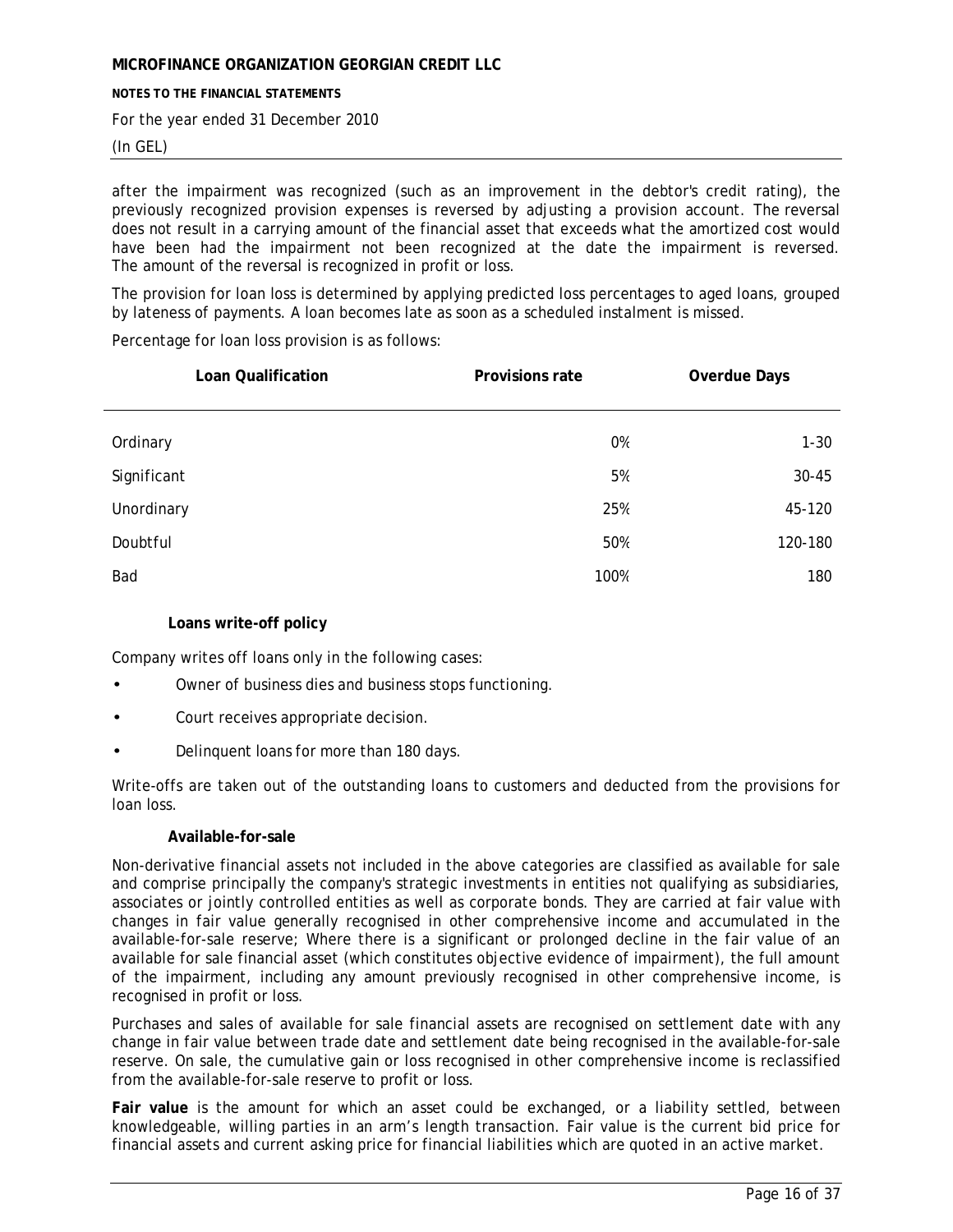after the impairment was recognized (such as an improvement in the debtor's credit rating), the previously recognized provision expenses is reversed by adjusting a provision account. The reversal does not result in a carrying amount of the financial asset that exceeds what the amortized cost would have been had the impairment not been recognized at the date the impairment is reversed. The amount of the reversal is recognized in profit or loss.

The provision for loan loss is determined by applying predicted loss percentages to aged loans, grouped by lateness of payments. A loan becomes late as soon as a scheduled instalment is missed.

Percentage for loan loss provision is as follows:

| Loan Qualification | Provisions rate | Overdue Days |
|---|---|---|
| Ordinary | 0% | 1-30 |
| Significant | 5% | 30-45 |
| Unordinary | 25% | 45-120 |
| Doubtful | 50% | 120-180 |
| Bad | 100% | 180 |

**Loans write-off policy**

Company writes off loans only in the following cases:

- Owner of business dies and business stops functioning.
- Court receives appropriate decision.
- Delinquent loans for more than 180 days.

Write-offs are taken out of the outstanding loans to customers and deducted from the provisions for loan loss.

**Available-for-sale**

Non-derivative financial assets not included in the above categories are classified as available for sale and comprise principally the company's strategic investments in entities not qualifying as subsidiaries, associates or jointly controlled entities as well as corporate bonds. They are carried at fair value with changes in fair value generally recognised in other comprehensive income and accumulated in the available-for-sale reserve; Where there is a significant or prolonged decline in the fair value of an available for sale financial asset (which constitutes objective evidence of impairment), the full amount of the impairment, including any amount previously recognised in other comprehensive income, is recognised in profit or loss.

Purchases and sales of available for sale financial assets are recognised on settlement date with any change in fair value between trade date and settlement date being recognised in the available-for-sale reserve. On sale, the cumulative gain or loss recognised in other comprehensive income is reclassified from the available-for-sale reserve to profit or loss.

**Fair value** is the amount for which an asset could be exchanged, or a liability settled, between knowledgeable, willing parties in an arm's length transaction. Fair value is the current bid price for financial assets and current asking price for financial liabilities which are quoted in an active market.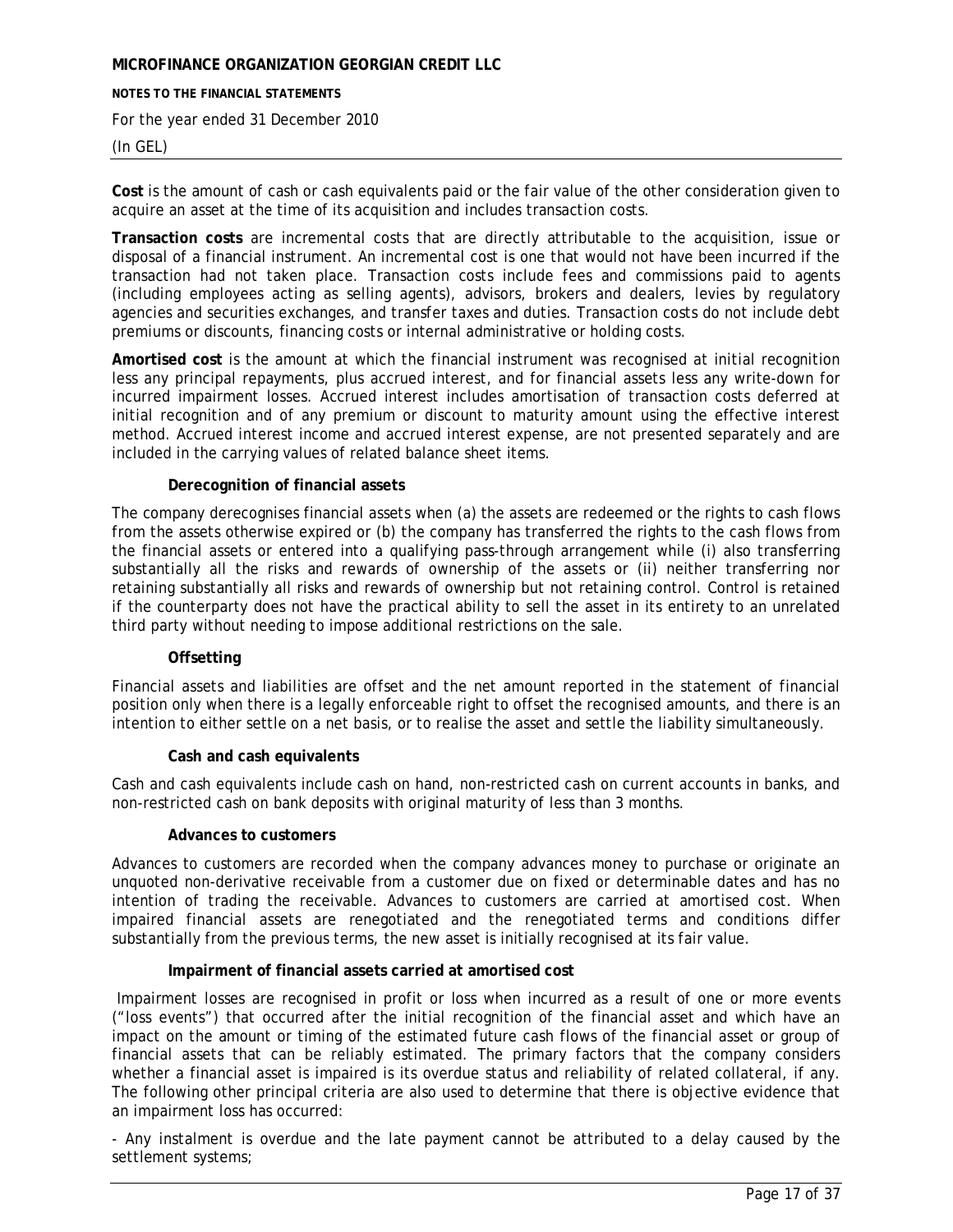**Cost** is the amount of cash or cash equivalents paid or the fair value of the other consideration given to acquire an asset at the time of its acquisition and includes transaction costs.

**Transaction costs** are incremental costs that are directly attributable to the acquisition, issue or disposal of a financial instrument. An incremental cost is one that would not have been incurred if the transaction had not taken place. Transaction costs include fees and commissions paid to agents (including employees acting as selling agents), advisors, brokers and dealers, levies by regulatory agencies and securities exchanges, and transfer taxes and duties. Transaction costs do not include debt premiums or discounts, financing costs or internal administrative or holding costs.

**Amortised cost** is the amount at which the financial instrument was recognised at initial recognition less any principal repayments, plus accrued interest, and for financial assets less any write-down for incurred impairment losses. Accrued interest includes amortisation of transaction costs deferred at initial recognition and of any premium or discount to maturity amount using the effective interest method. Accrued interest income and accrued interest expense, are not presented separately and are included in the carrying values of related balance sheet items.

**Derecognition of financial assets**

The company derecognises financial assets when (a) the assets are redeemed or the rights to cash flows from the assets otherwise expired or (b) the company has transferred the rights to the cash flows from the financial assets or entered into a qualifying pass-through arrangement while (i) also transferring substantially all the risks and rewards of ownership of the assets or (ii) neither transferring nor retaining substantially all risks and rewards of ownership but not retaining control. Control is retained if the counterparty does not have the practical ability to sell the asset in its entirety to an unrelated third party without needing to impose additional restrictions on the sale.

**Offsetting**

Financial assets and liabilities are offset and the net amount reported in the statement of financial position only when there is a legally enforceable right to offset the recognised amounts, and there is an intention to either settle on a net basis, or to realise the asset and settle the liability simultaneously.

**Cash and cash equivalents**

Cash and cash equivalents include cash on hand, non-restricted cash on current accounts in banks, and non-restricted cash on bank deposits with original maturity of less than 3 months.

**Advances to customers**

Advances to customers are recorded when the company advances money to purchase or originate an unquoted non-derivative receivable from a customer due on fixed or determinable dates and has no intention of trading the receivable. Advances to customers are carried at amortised cost. When impaired financial assets are renegotiated and the renegotiated terms and conditions differ substantially from the previous terms, the new asset is initially recognised at its fair value.

**Impairment of financial assets carried at amortised cost**

Impairment losses are recognised in profit or loss when incurred as a result of one or more events ("loss events") that occurred after the initial recognition of the financial asset and which have an impact on the amount or timing of the estimated future cash flows of the financial asset or group of financial assets that can be reliably estimated. The primary factors that the company considers whether a financial asset is impaired is its overdue status and reliability of related collateral, if any. The following other principal criteria are also used to determine that there is objective evidence that an impairment loss has occurred:

- Any instalment is overdue and the late payment cannot be attributed to a delay caused by the settlement systems;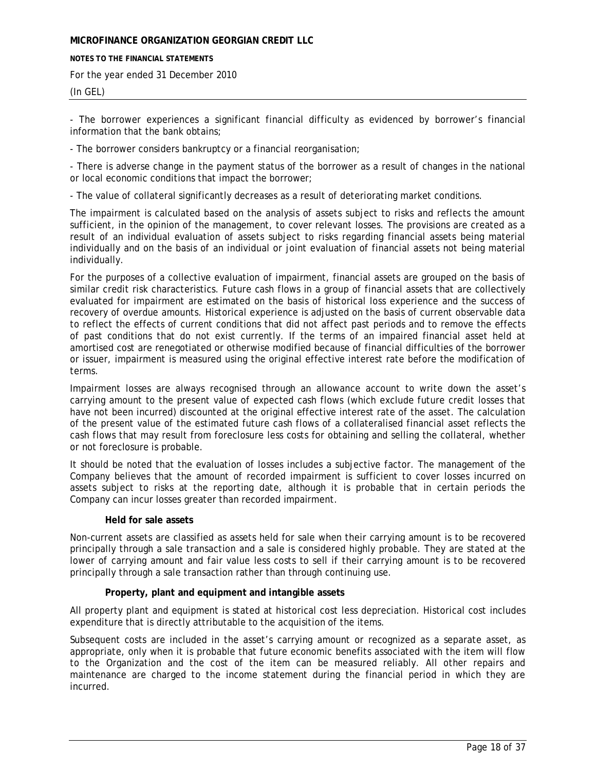- The borrower experiences a significant financial difficulty as evidenced by borrower's financial information that the bank obtains;

- The borrower considers bankruptcy or a financial reorganisation;

- There is adverse change in the payment status of the borrower as a result of changes in the national or local economic conditions that impact the borrower;

- The value of collateral significantly decreases as a result of deteriorating market conditions.

The impairment is calculated based on the analysis of assets subject to risks and reflects the amount sufficient, in the opinion of the management, to cover relevant losses. The provisions are created as a result of an individual evaluation of assets subject to risks regarding financial assets being material individually and on the basis of an individual or joint evaluation of financial assets not being material individually.

For the purposes of a collective evaluation of impairment, financial assets are grouped on the basis of similar credit risk characteristics. Future cash flows in a group of financial assets that are collectively evaluated for impairment are estimated on the basis of historical loss experience and the success of recovery of overdue amounts. Historical experience is adjusted on the basis of current observable data to reflect the effects of current conditions that did not affect past periods and to remove the effects of past conditions that do not exist currently. If the terms of an impaired financial asset held at amortised cost are renegotiated or otherwise modified because of financial difficulties of the borrower or issuer, impairment is measured using the original effective interest rate before the modification of terms.

Impairment losses are always recognised through an allowance account to write down the asset's carrying amount to the present value of expected cash flows (which exclude future credit losses that have not been incurred) discounted at the original effective interest rate of the asset. The calculation of the present value of the estimated future cash flows of a collateralised financial asset reflects the cash flows that may result from foreclosure less costs for obtaining and selling the collateral, whether or not foreclosure is probable.

It should be noted that the evaluation of losses includes a subjective factor. The management of the Company believes that the amount of recorded impairment is sufficient to cover losses incurred on assets subject to risks at the reporting date, although it is probable that in certain periods the Company can incur losses greater than recorded impairment.

**Held for sale assets**

Non-current assets are classified as assets held for sale when their carrying amount is to be recovered principally through a sale transaction and a sale is considered highly probable. They are stated at the lower of carrying amount and fair value less costs to sell if their carrying amount is to be recovered principally through a sale transaction rather than through continuing use.

**Property, plant and equipment and intangible assets**

All property plant and equipment is stated at historical cost less depreciation. Historical cost includes expenditure that is directly attributable to the acquisition of the items.

Subsequent costs are included in the asset's carrying amount or recognized as a separate asset, as appropriate, only when it is probable that future economic benefits associated with the item will flow to the Organization and the cost of the item can be measured reliably. All other repairs and maintenance are charged to the income statement during the financial period in which they are incurred.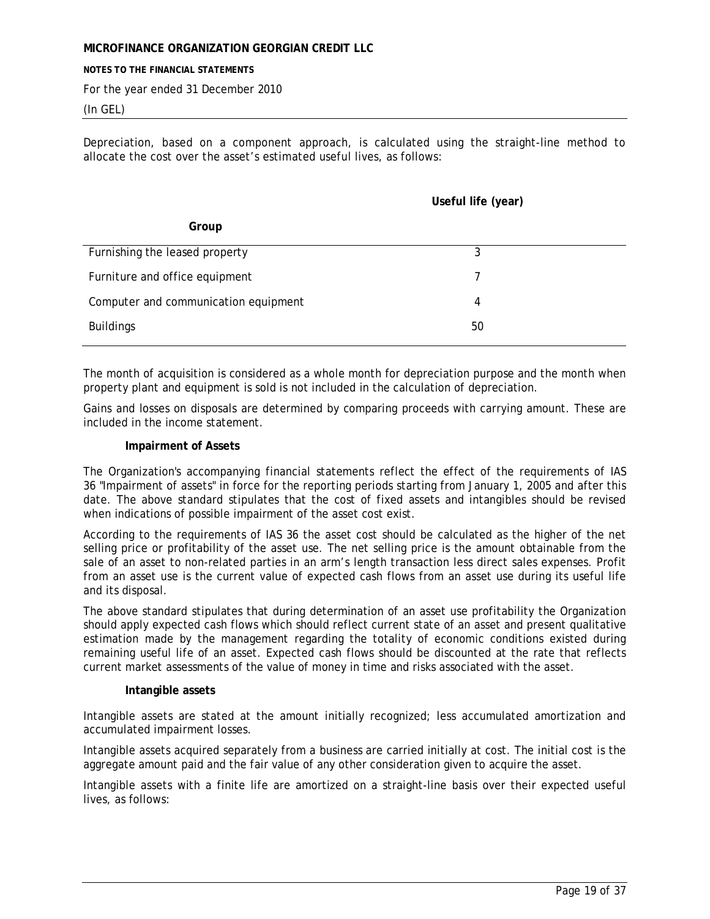Depreciation, based on a component approach, is calculated using the straight-line method to allocate the cost over the asset's estimated useful lives, as follows:

| Group | Useful life (year) |
|---|---|
| Furnishing the leased property | 3 |
| Furniture and office equipment | 7 |
| Computer and communication equipment | 4 |
| Buildings | 50 |

The month of acquisition is considered as a whole month for depreciation purpose and the month when property plant and equipment is sold is not included in the calculation of depreciation.

Gains and losses on disposals are determined by comparing proceeds with carrying amount. These are included in the income statement.

**Impairment of Assets**

The Organization's accompanying financial statements reflect the effect of the requirements of IAS 36 "Impairment of assets" in force for the reporting periods starting from January 1, 2005 and after this date. The above standard stipulates that the cost of fixed assets and intangibles should be revised when indications of possible impairment of the asset cost exist.

According to the requirements of IAS 36 the asset cost should be calculated as the higher of the net selling price or profitability of the asset use. The net selling price is the amount obtainable from the sale of an asset to non-related parties in an arm's length transaction less direct sales expenses. Profit from an asset use is the current value of expected cash flows from an asset use during its useful life and its disposal.

The above standard stipulates that during determination of an asset use profitability the Organization should apply expected cash flows which should reflect current state of an asset and present qualitative estimation made by the management regarding the totality of economic conditions existed during remaining useful life of an asset. Expected cash flows should be discounted at the rate that reflects current market assessments of the value of money in time and risks associated with the asset.

**Intangible assets**

Intangible assets are stated at the amount initially recognized; less accumulated amortization and accumulated impairment losses.

Intangible assets acquired separately from a business are carried initially at cost. The initial cost is the aggregate amount paid and the fair value of any other consideration given to acquire the asset.

Intangible assets with a finite life are amortized on a straight-line basis over their expected useful lives, as follows: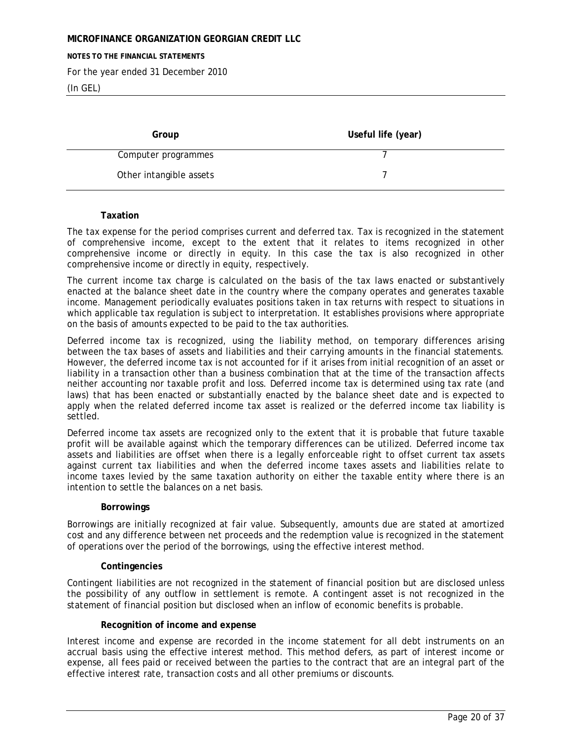| Group | Useful life (year) |
|---|---|
| Computer programmes | 7 |
| Other intangible assets | 7 |

**Taxation**

The tax expense for the period comprises current and deferred tax. Tax is recognized in the statement of comprehensive income, except to the extent that it relates to items recognized in other comprehensive income or directly in equity. In this case the tax is also recognized in other comprehensive income or directly in equity, respectively.

The current income tax charge is calculated on the basis of the tax laws enacted or substantively enacted at the balance sheet date in the country where the company operates and generates taxable income. Management periodically evaluates positions taken in tax returns with respect to situations in which applicable tax regulation is subject to interpretation. It establishes provisions where appropriate on the basis of amounts expected to be paid to the tax authorities.

Deferred income tax is recognized, using the liability method, on temporary differences arising between the tax bases of assets and liabilities and their carrying amounts in the financial statements. However, the deferred income tax is not accounted for if it arises from initial recognition of an asset or liability in a transaction other than a business combination that at the time of the transaction affects neither accounting nor taxable profit and loss. Deferred income tax is determined using tax rate (and laws) that has been enacted or substantially enacted by the balance sheet date and is expected to apply when the related deferred income tax asset is realized or the deferred income tax liability is settled.

Deferred income tax assets are recognized only to the extent that it is probable that future taxable profit will be available against which the temporary differences can be utilized. Deferred income tax assets and liabilities are offset when there is a legally enforceable right to offset current tax assets against current tax liabilities and when the deferred income taxes assets and liabilities relate to income taxes levied by the same taxation authority on either the taxable entity where there is an intention to settle the balances on a net basis.

**Borrowings**

Borrowings are initially recognized at fair value. Subsequently, amounts due are stated at amortized cost and any difference between net proceeds and the redemption value is recognized in the statement of operations over the period of the borrowings, using the effective interest method.

**Contingencies**

Contingent liabilities are not recognized in the statement of financial position but are disclosed unless the possibility of any outflow in settlement is remote. A contingent asset is not recognized in the statement of financial position but disclosed when an inflow of economic benefits is probable.

**Recognition of income and expense**

Interest income and expense are recorded in the income statement for all debt instruments on an accrual basis using the effective interest method. This method defers, as part of interest income or expense, all fees paid or received between the parties to the contract that are an integral part of the effective interest rate, transaction costs and all other premiums or discounts.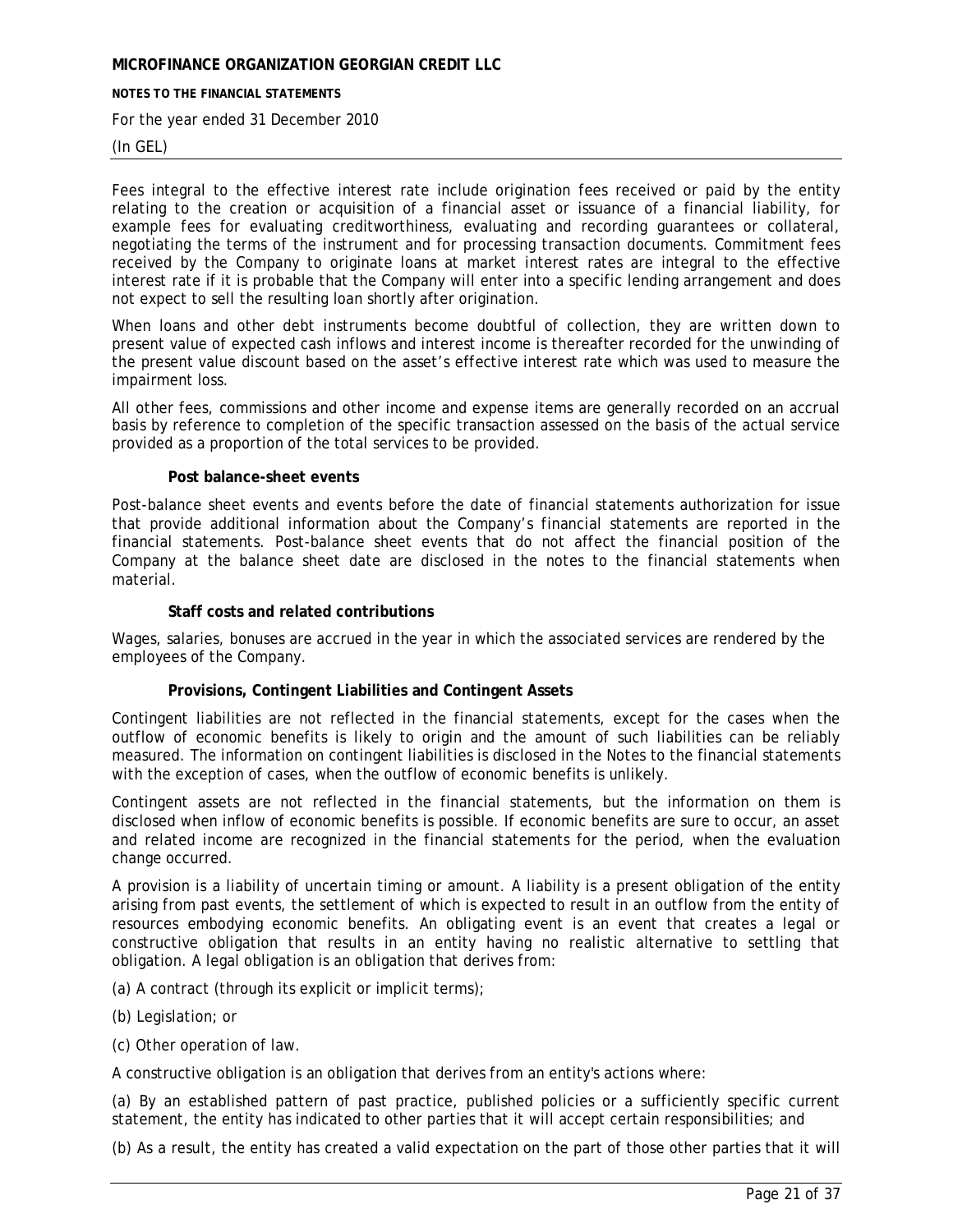Fees integral to the effective interest rate include origination fees received or paid by the entity relating to the creation or acquisition of a financial asset or issuance of a financial liability, for example fees for evaluating creditworthiness, evaluating and recording guarantees or collateral, negotiating the terms of the instrument and for processing transaction documents. Commitment fees received by the Company to originate loans at market interest rates are integral to the effective interest rate if it is probable that the Company will enter into a specific lending arrangement and does not expect to sell the resulting loan shortly after origination.

When loans and other debt instruments become doubtful of collection, they are written down to present value of expected cash inflows and interest income is thereafter recorded for the unwinding of the present value discount based on the asset's effective interest rate which was used to measure the impairment loss.

All other fees, commissions and other income and expense items are generally recorded on an accrual basis by reference to completion of the specific transaction assessed on the basis of the actual service provided as a proportion of the total services to be provided.

**Post balance-sheet events**

Post-balance sheet events and events before the date of financial statements authorization for issue that provide additional information about the Company's financial statements are reported in the financial statements. Post-balance sheet events that do not affect the financial position of the Company at the balance sheet date are disclosed in the notes to the financial statements when material.

**Staff costs and related contributions**

Wages, salaries, bonuses are accrued in the year in which the associated services are rendered by the employees of the Company.

**Provisions, Contingent Liabilities and Contingent Assets**

Contingent liabilities are not reflected in the financial statements, except for the cases when the outflow of economic benefits is likely to origin and the amount of such liabilities can be reliably measured. The information on contingent liabilities is disclosed in the Notes to the financial statements with the exception of cases, when the outflow of economic benefits is unlikely.

Contingent assets are not reflected in the financial statements, but the information on them is disclosed when inflow of economic benefits is possible. If economic benefits are sure to occur, an asset and related income are recognized in the financial statements for the period, when the evaluation change occurred.

A provision is a liability of uncertain timing or amount. A liability is a present obligation of the entity arising from past events, the settlement of which is expected to result in an outflow from the entity of resources embodying economic benefits. An obligating event is an event that creates a legal or constructive obligation that results in an entity having no realistic alternative to settling that obligation. A legal obligation is an obligation that derives from:

(a) A contract (through its explicit or implicit terms);

(b) Legislation; or

(c) Other operation of law.

A constructive obligation is an obligation that derives from an entity's actions where:

(a) By an established pattern of past practice, published policies or a sufficiently specific current statement, the entity has indicated to other parties that it will accept certain responsibilities; and

(b) As a result, the entity has created a valid expectation on the part of those other parties that it will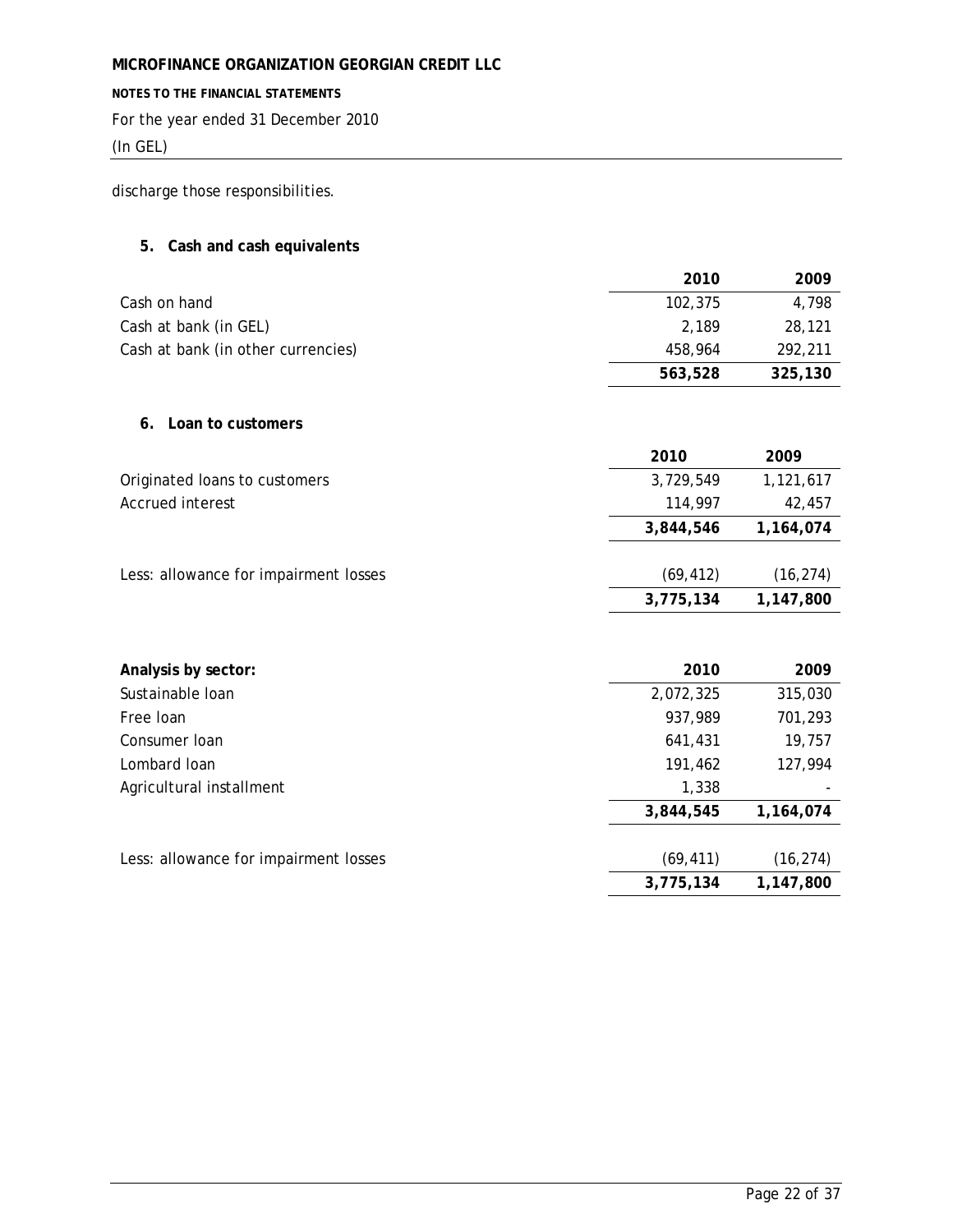discharge those responsibilities.

### 5. Cash and cash equivalents

| | 2010 | 2009 |
|---|---|---|
| Cash on hand | 102,375 | 4,798 |
| Cash at bank (in GEL) | 2,189 | 28,121 |
| Cash at bank (in other currencies) | 458,964 | 292,211 |
| | **563,528** | **325,130** |

### 6. Loan to customers

| | 2010 | 2009 |
|---|---|---|
| Originated loans to customers | 3,729,549 | 1,121,617 |
| Accrued interest | 114,997 | 42,457 |
| | **3,844,546** | **1,164,074** |
| | | |
| Less: allowance for impairment losses | (69, 412) | (16, 274) |
| | **3,775,134** | **1,147,800** |

| **Analysis by sector:** | **2010** | **2009** |
|---|---|---|
| Sustainable loan | 2,072,325 | 315,030 |
| Free loan | 937,989 | 701,293 |
| Consumer loan | 641,431 | 19,757 |
| Lombard loan | 191,462 | 127,994 |
| Agricultural installment | 1,338 | - |
| | **3,844,545** | **1,164,074** |
| | | |
| Less: allowance for impairment losses | (69, 411) | (16, 274) |
| | **3,775,134** | **1,147,800** |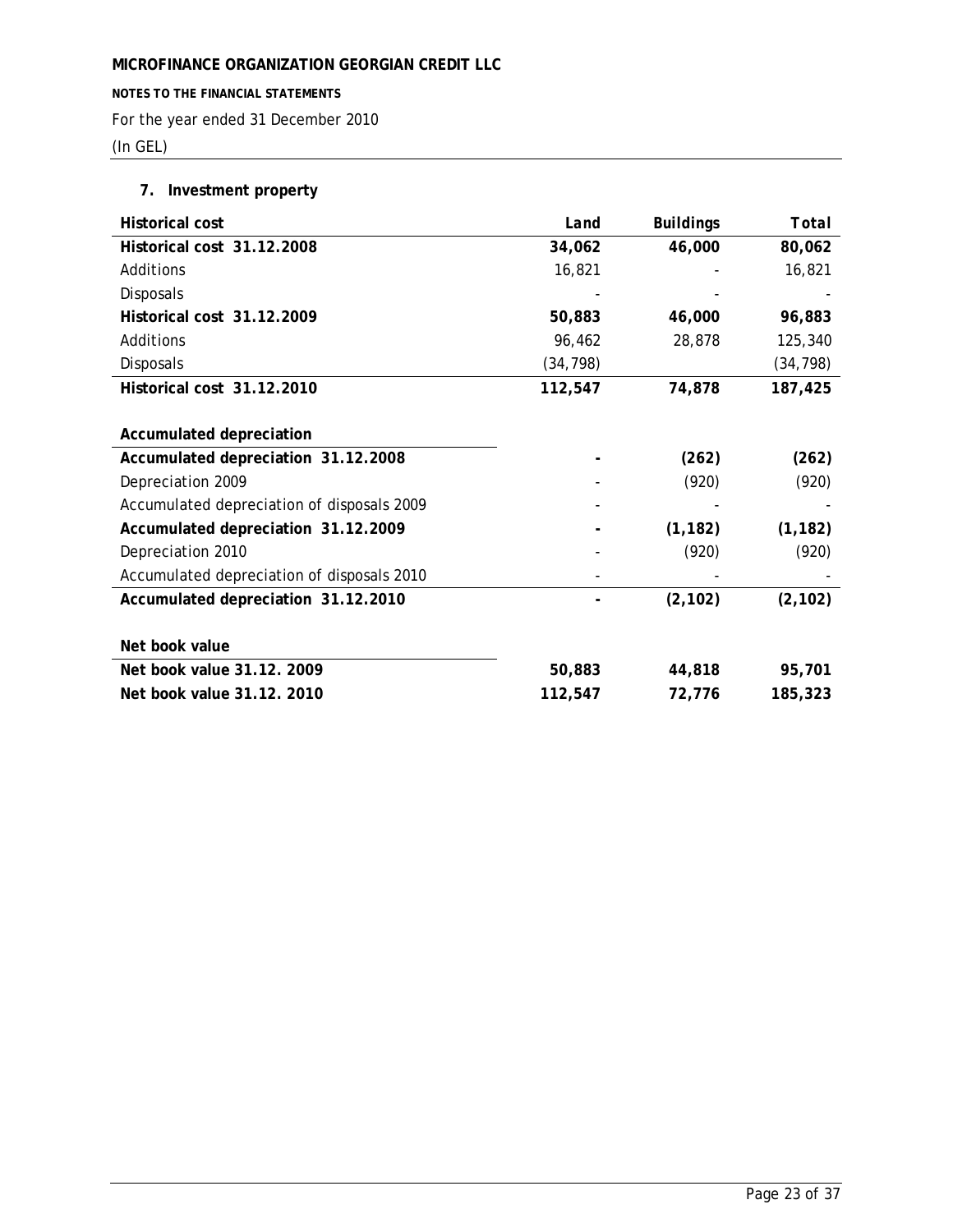**MICROFINANCE ORGANIZATION GEORGIAN CREDIT LLC**

**NOTES TO THE FINANCIAL STATEMENTS**

For the year ended 31 December 2010

(In GEL)

## 7. Investment property

| Historical cost | Land | Buildings | Total |
|---|---|---|---|
| **Historical cost 31.12.2008** | **34,062** | **46,000** | **80,062** |
| Additions | 16,821 | - | 16,821 |
| Disposals | - | - | - |
| **Historical cost 31.12.2009** | **50,883** | **46,000** | **96,883** |
| Additions | 96,462 | 28,878 | 125,340 |
| Disposals | (34,798) | | (34,798) |
| **Historical cost 31.12.2010** | **112,547** | **74,878** | **187,425** |
| | | | |
| **Accumulated depreciation** | | | |
| **Accumulated depreciation 31.12.2008** | **-** | **(262)** | **(262)** |
| Depreciation 2009 | - | (920) | (920) |
| Accumulated depreciation of disposals 2009 | - | - | - |
| **Accumulated depreciation 31.12.2009** | **-** | **(1,182)** | **(1,182)** |
| Depreciation 2010 | - | (920) | (920) |
| Accumulated depreciation of disposals 2010 | - | - | - |
| **Accumulated depreciation 31.12.2010** | **-** | **(2,102)** | **(2,102)** |
| | | | |
| **Net book value** | | | |
| **Net book value 31.12. 2009** | **50,883** | **44,818** | **95,701** |
| **Net book value 31.12. 2010** | **112,547** | **72,776** | **185,323** |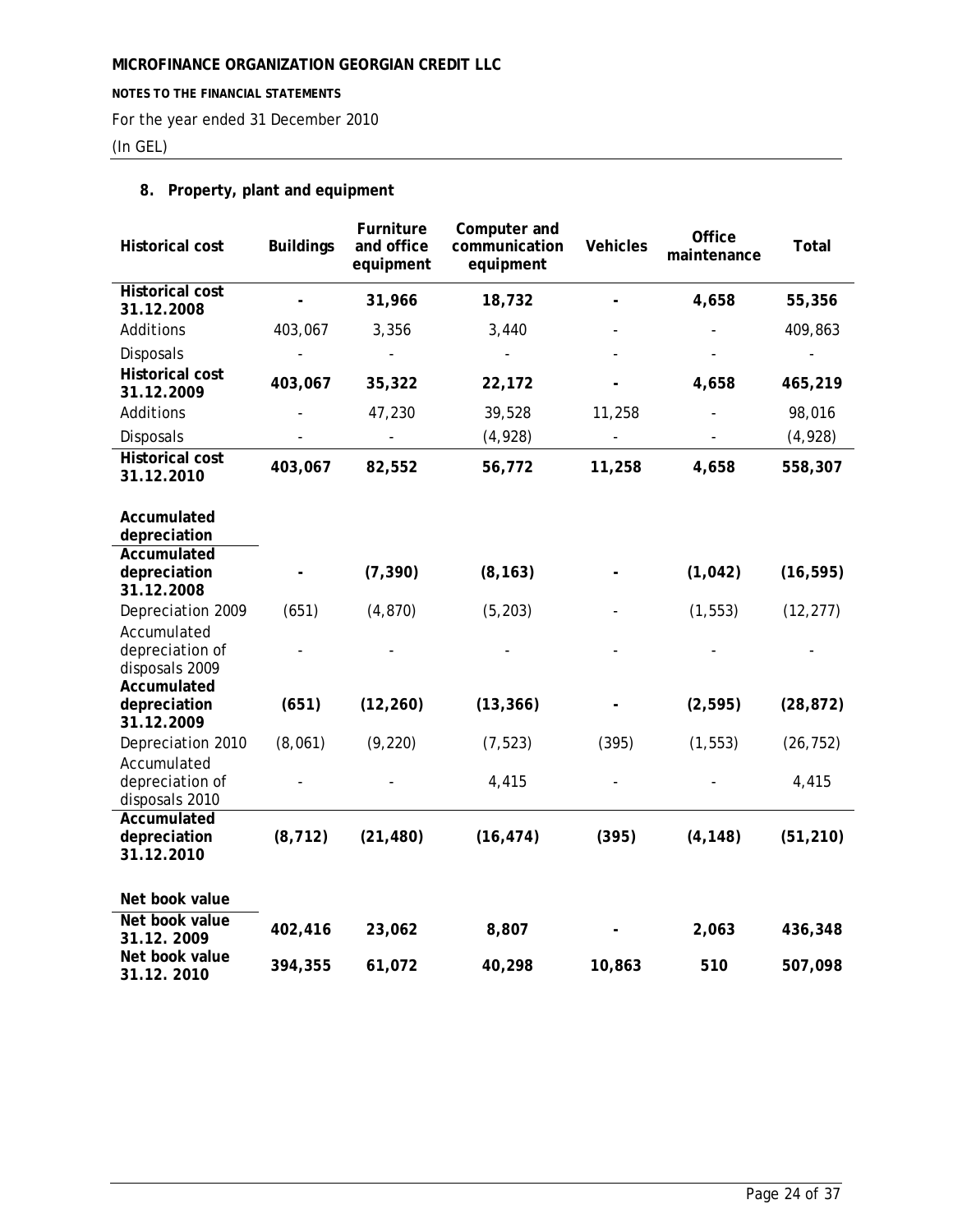**MICROFINANCE ORGANIZATION GEORGIAN CREDIT LLC**

**NOTES TO THE FINANCIAL STATEMENTS**

For the year ended 31 December 2010

(In GEL)

## 8. Property, plant and equipment

| Historical cost | Buildings | Furniture and office equipment | Computer and communication equipment | Vehicles | Office maintenance | Total |
|---|---|---|---|---|---|---|
| **Historical cost 31.12.2008** | **-** | **31,966** | **18,732** | **-** | **4,658** | **55,356** |
| Additions | 403,067 | 3,356 | 3,440 | - | - | 409,863 |
| Disposals | - | - | - | - | - | - |
| **Historical cost 31.12.2009** | **403,067** | **35,322** | **22,172** | **-** | **4,658** | **465,219** |
| Additions | - | 47,230 | 39,528 | 11,258 | - | 98,016 |
| Disposals | - | - | (4,928) | - | - | (4,928) |
| **Historical cost 31.12.2010** | **403,067** | **82,552** | **56,772** | **11,258** | **4,658** | **558,307** |
| | | | | | | |
| **Accumulated depreciation** | | | | | | |
| **Accumulated depreciation 31.12.2008** | **-** | **(7,390)** | **(8,163)** | **-** | **(1,042)** | **(16,595)** |
| Depreciation 2009 | (651) | (4,870) | (5,203) | - | (1,553) | (12,277) |
| Accumulated depreciation of disposals 2009 | - | - | - | - | - | - |
| **Accumulated depreciation 31.12.2009** | **(651)** | **(12,260)** | **(13,366)** | **-** | **(2,595)** | **(28,872)** |
| Depreciation 2010 | (8,061) | (9,220) | (7,523) | (395) | (1,553) | (26,752) |
| Accumulated depreciation of disposals 2010 | - | - | 4,415 | - | - | 4,415 |
| **Accumulated depreciation 31.12.2010** | **(8,712)** | **(21,480)** | **(16,474)** | **(395)** | **(4,148)** | **(51,210)** |
| | | | | | | |
| **Net book value** | | | | | | |
| **Net book value 31.12. 2009** | **402,416** | **23,062** | **8,807** | **-** | **2,063** | **436,348** |
| **Net book value 31.12. 2010** | **394,355** | **61,072** | **40,298** | **10,863** | **510** | **507,098** |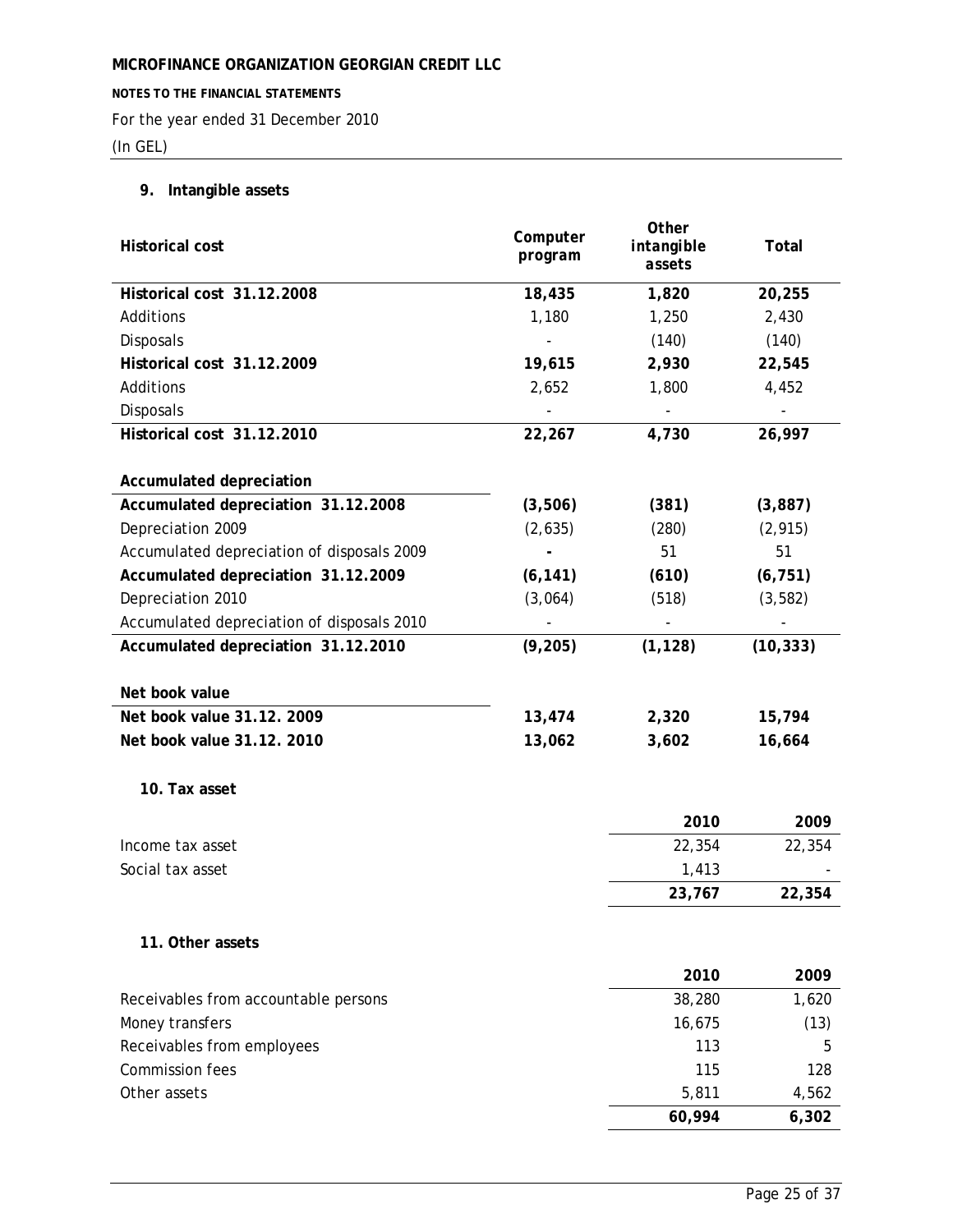MICROFINANCE ORGANIZATION GEORGIAN CREDIT LLC

NOTES TO THE FINANCIAL STATEMENTS

For the year ended 31 December 2010

(In GEL)

## 9. Intangible assets

| Historical cost | Computer program | Other intangible assets | Total |
|---|---|---|---|
| **Historical cost 31.12.2008** | **18,435** | **1,820** | **20,255** |
| Additions | 1,180 | 1,250 | 2,430 |
| Disposals | - | (140) | (140) |
| **Historical cost 31.12.2009** | **19,615** | **2,930** | **22,545** |
| Additions | 2,652 | 1,800 | 4,452 |
| Disposals | - | - | - |
| **Historical cost 31.12.2010** | **22,267** | **4,730** | **26,997** |
| | | | |
| **Accumulated depreciation** | | | |
| **Accumulated depreciation 31.12.2008** | **(3,506)** | **(381)** | **(3,887)** |
| Depreciation 2009 | (2,635) | (280) | (2,915) |
| Accumulated depreciation of disposals 2009 | - | 51 | 51 |
| **Accumulated depreciation 31.12.2009** | **(6,141)** | **(610)** | **(6,751)** |
| Depreciation 2010 | (3,064) | (518) | (3,582) |
| Accumulated depreciation of disposals 2010 | - | - | - |
| **Accumulated depreciation 31.12.2010** | **(9,205)** | **(1,128)** | **(10,333)** |
| | | | |
| **Net book value** | | | |
| **Net book value 31.12. 2009** | **13,474** | **2,320** | **15,794** |
| **Net book value 31.12. 2010** | **13,062** | **3,602** | **16,664** |

## 10. Tax asset

| | 2010 | 2009 |
|---|---|---|
| Income tax asset | 22,354 | 22,354 |
| Social tax asset | 1,413 | - |
| | **23,767** | **22,354** |

## 11. Other assets

| | 2010 | 2009 |
|---|---|---|
| Receivables from accountable persons | 38,280 | 1,620 |
| Money transfers | 16,675 | (13) |
| Receivables from employees | 113 | 5 |
| Commission fees | 115 | 128 |
| Other assets | 5,811 | 4,562 |
| | **60,994** | **6,302** |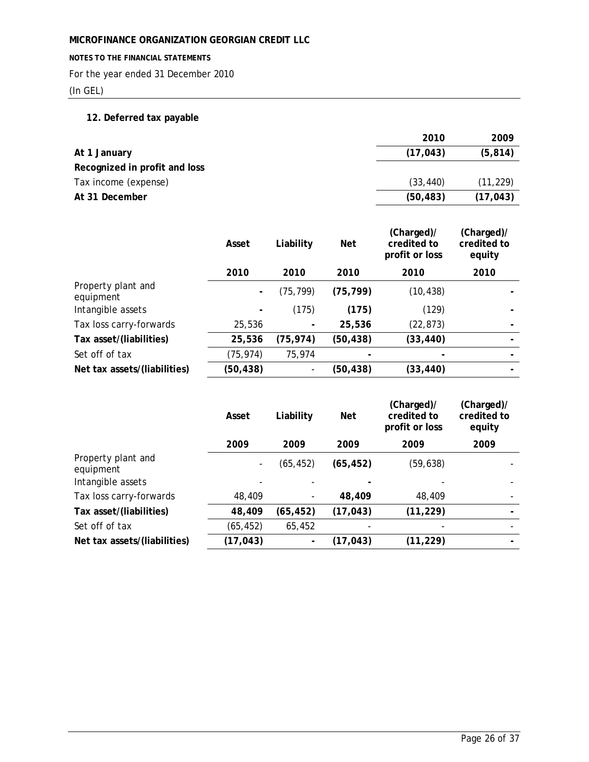**MICROFINANCE ORGANIZATION GEORGIAN CREDIT LLC**

**NOTES TO THE FINANCIAL STATEMENTS**

For the year ended 31 December 2010

(In GEL)

## 12. Deferred tax payable

| | 2010 | 2009 |
|---|---|---|
| **At 1 January** | **(17,043)** | **(5,814)** |
| **Recognized in profit and loss** | | |
| Tax income (expense) | (33,440) | (11,229) |
| **At 31 December** | **(50,483)** | **(17,043)** |

| | Asset | Liability | Net | (Charged)/ credited to profit or loss | (Charged)/ credited to equity |
|---|---|---|---|---|---|
| | 2010 | 2010 | 2010 | 2010 | 2010 |
| Property plant and equipment | - | (75,799) | **(75,799)** | (10,438) | - |
| Intangible assets | - | (175) | **(175)** | (129) | - |
| Tax loss carry-forwards | 25,536 | - | **25,536** | (22,873) | - |
| **Tax asset/(liabilities)** | **25,536** | **(75,974)** | **(50,438)** | **(33,440)** | - |
| Set off of tax | (75,974) | 75,974 | - | - | - |
| **Net tax assets/(liabilities)** | **(50,438)** | - | **(50,438)** | **(33,440)** | - |

| | Asset | Liability | Net | (Charged)/ credited to profit or loss | (Charged)/ credited to equity |
|---|---|---|---|---|---|
| | 2009 | 2009 | 2009 | 2009 | 2009 |
| Property plant and equipment | - | (65,452) | **(65,452)** | (59,638) | - |
| Intangible assets | - | - | - | - | - |
| Tax loss carry-forwards | 48,409 | - | **48,409** | 48,409 | - |
| **Tax asset/(liabilities)** | **48,409** | **(65,452)** | **(17,043)** | **(11,229)** | - |
| Set off of tax | (65,452) | 65,452 | - | - | - |
| **Net tax assets/(liabilities)** | **(17,043)** | - | **(17,043)** | **(11,229)** | - |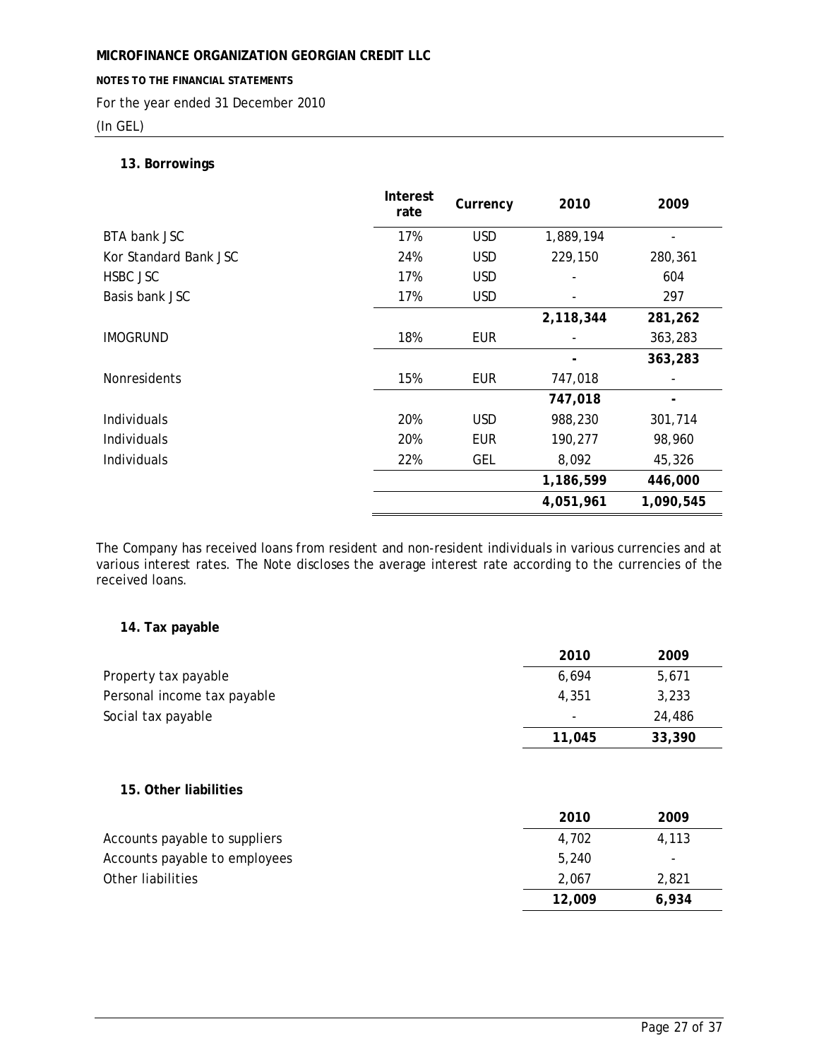MICROFINANCE ORGANIZATION GEORGIAN CREDIT LLC

NOTES TO THE FINANCIAL STATEMENTS

For the year ended 31 December 2010

(In GEL)

### 13. Borrowings

| | Interest rate | Currency | 2010 | 2009 |
|---|---|---|---|---|
| BTA bank JSC | 17% | USD | 1,889,194 | - |
| Kor Standard Bank JSC | 24% | USD | 229,150 | 280,361 |
| HSBC JSC | 17% | USD | - | 604 |
| Basis bank JSC | 17% | USD | - | 297 |
| | | | **2,118,344** | **281,262** |
| IMOGRUND | 18% | EUR | - | 363,283 |
| | | | **-** | **363,283** |
| Nonresidents | 15% | EUR | 747,018 | - |
| | | | **747,018** | **-** |
| Individuals | 20% | USD | 988,230 | 301,714 |
| Individuals | 20% | EUR | 190,277 | 98,960 |
| Individuals | 22% | GEL | 8,092 | 45,326 |
| | | | **1,186,599** | **446,000** |
| | | | **4,051,961** | **1,090,545** |

The Company has received loans from resident and non-resident individuals in various currencies and at various interest rates. The Note discloses the average interest rate according to the currencies of the received loans.

### 14. Tax payable

| | 2010 | 2009 |
|---|---|---|
| Property tax payable | 6,694 | 5,671 |
| Personal income tax payable | 4,351 | 3,233 |
| Social tax payable | - | 24,486 |
| | **11,045** | **33,390** |

### 15. Other liabilities

| | 2010 | 2009 |
|---|---|---|
| Accounts payable to suppliers | 4,702 | 4,113 |
| Accounts payable to employees | 5,240 | - |
| Other liabilities | 2,067 | 2,821 |
| | **12,009** | **6,934** |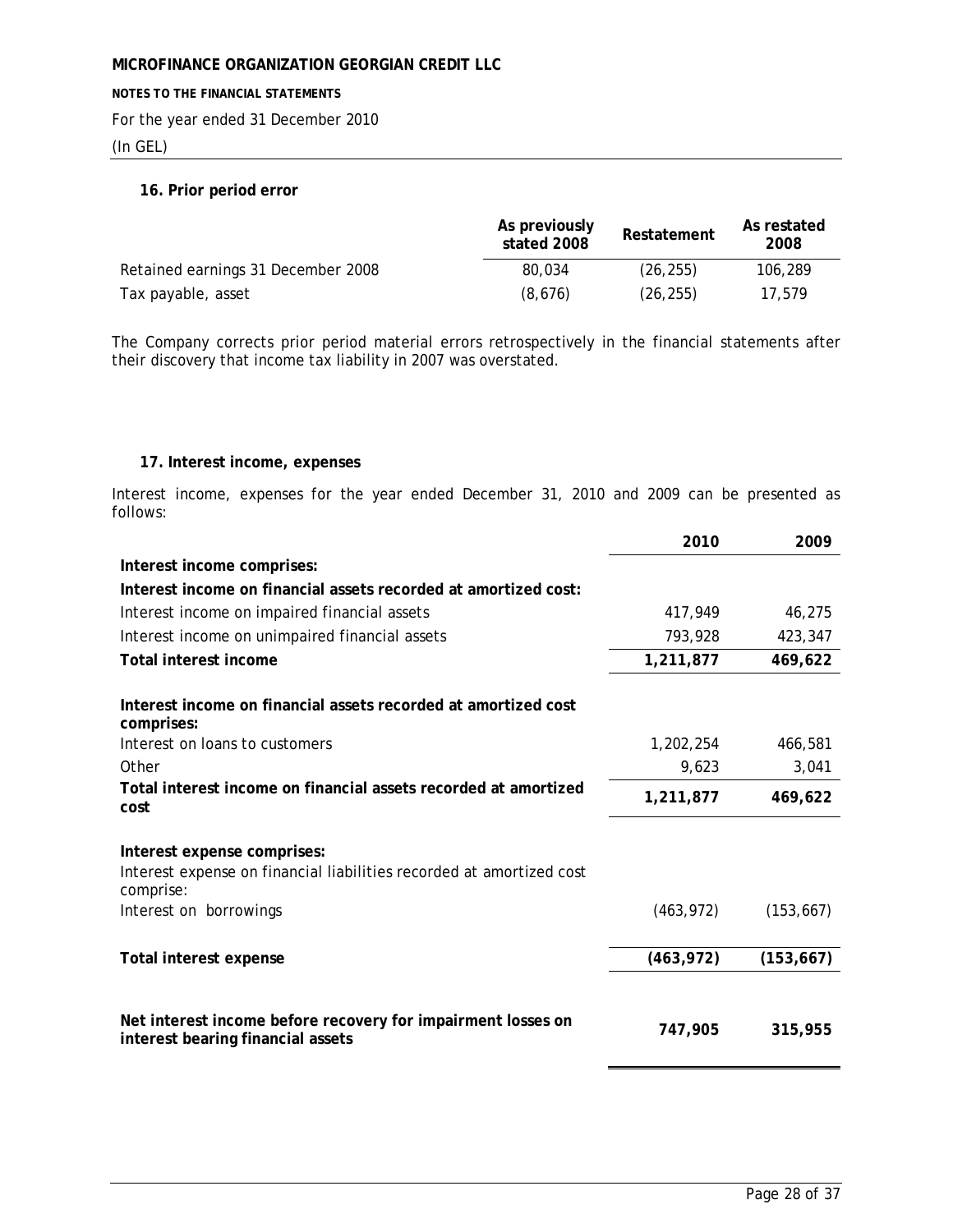### 16. Prior period error

| | As previously stated 2008 | Restatement | As restated 2008 |
|---|---|---|---|
| Retained earnings 31 December 2008 | 80,034 | (26,255) | 106,289 |
| Tax payable, asset | (8,676) | (26,255) | 17,579 |

The Company corrects prior period material errors retrospectively in the financial statements after their discovery that income tax liability in 2007 was overstated.

### 17. Interest income, expenses

Interest income, expenses for the year ended December 31, 2010 and 2009 can be presented as follows:

| | 2010 | 2009 |
|---|---|---|
| **Interest income comprises:** | | |
| **Interest income on financial assets recorded at amortized cost:** | | |
| Interest income on impaired financial assets | 417,949 | 46,275 |
| Interest income on unimpaired financial assets | 793,928 | 423,347 |
| **Total interest income** | **1,211,877** | **469,622** |
| **Interest income on financial assets recorded at amortized cost comprises:** | | |
| Interest on loans to customers | 1,202,254 | 466,581 |
| Other | 9,623 | 3,041 |
| **Total interest income on financial assets recorded at amortized cost** | **1,211,877** | **469,622** |
| **Interest expense comprises:** | | |
| Interest expense on financial liabilities recorded at amortized cost comprise: | | |
| Interest on borrowings | (463,972) | (153,667) |
| **Total interest expense** | **(463,972)** | **(153,667)** |
| **Net interest income before recovery for impairment losses on interest bearing financial assets** | **747,905** | **315,955** |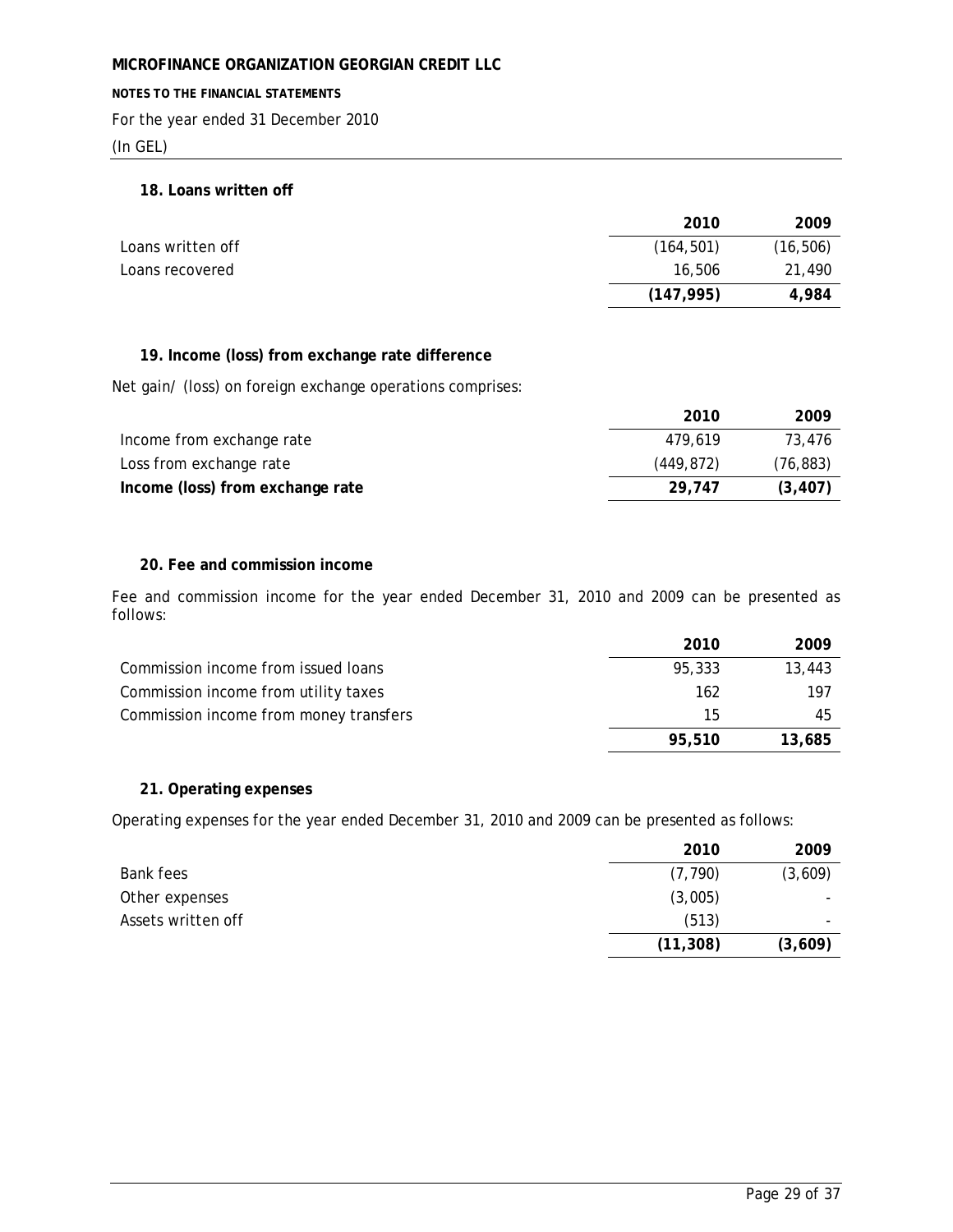**MICROFINANCE ORGANIZATION GEORGIAN CREDIT LLC**

**NOTES TO THE FINANCIAL STATEMENTS**

For the year ended 31 December 2010

(In GEL)

### 18. Loans written off

| | 2010 | 2009 |
|---|---|---|
| Loans written off | (164,501) | (16,506) |
| Loans recovered | 16,506 | 21,490 |
| | **(147,995)** | **4,984** |

### 19. Income (loss) from exchange rate difference

Net gain/ (loss) on foreign exchange operations comprises:

| | 2010 | 2009 |
|---|---|---|
| Income from exchange rate | 479,619 | 73,476 |
| Loss from exchange rate | (449,872) | (76,883) |
| **Income (loss) from exchange rate** | **29,747** | **(3,407)** |

### 20. Fee and commission income

Fee and commission income for the year ended December 31, 2010 and 2009 can be presented as follows:

| | 2010 | 2009 |
|---|---|---|
| Commission income from issued loans | 95,333 | 13,443 |
| Commission income from utility taxes | 162 | 197 |
| Commission income from money transfers | 15 | 45 |
| | **95,510** | **13,685** |

### 21. Operating expenses

Operating expenses for the year ended December 31, 2010 and 2009 can be presented as follows:

| | 2010 | 2009 |
|---|---|---|
| Bank fees | (7,790) | (3,609) |
| Other expenses | (3,005) | - |
| Assets written off | (513) | - |
| | **(11,308)** | **(3,609)** |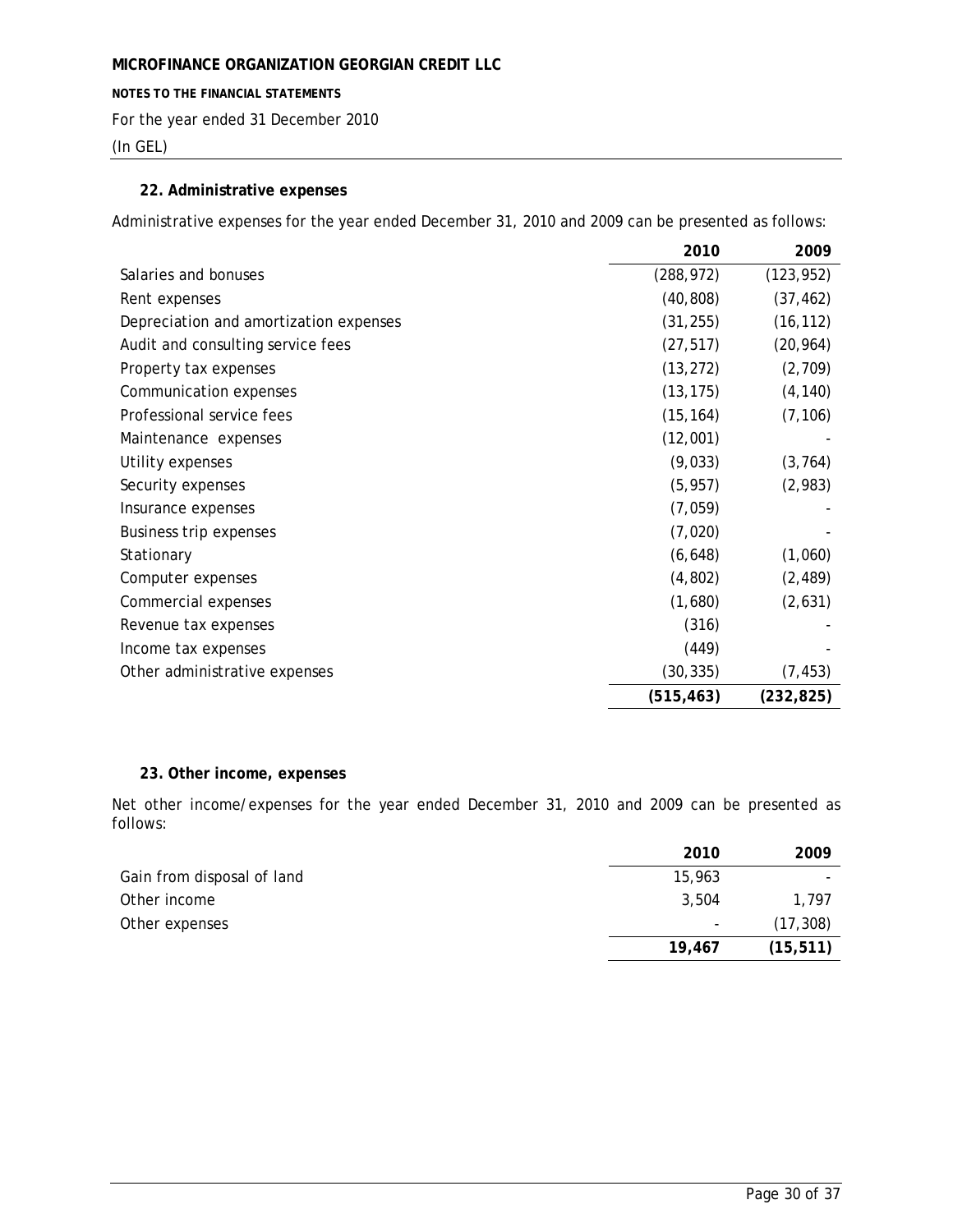**MICROFINANCE ORGANIZATION GEORGIAN CREDIT LLC**

**NOTES TO THE FINANCIAL STATEMENTS**

For the year ended 31 December 2010

(In GEL)

## 22. Administrative expenses

Administrative expenses for the year ended December 31, 2010 and 2009 can be presented as follows:

| | 2010 | 2009 |
|---|---|---|
| Salaries and bonuses | (288,972) | (123,952) |
| Rent expenses | (40,808) | (37,462) |
| Depreciation and amortization expenses | (31,255) | (16,112) |
| Audit and consulting service fees | (27,517) | (20,964) |
| Property tax expenses | (13,272) | (2,709) |
| Communication expenses | (13,175) | (4,140) |
| Professional service fees | (15,164) | (7,106) |
| Maintenance expenses | (12,001) | - |
| Utility expenses | (9,033) | (3,764) |
| Security expenses | (5,957) | (2,983) |
| Insurance expenses | (7,059) | - |
| Business trip expenses | (7,020) | - |
| Stationary | (6,648) | (1,060) |
| Computer expenses | (4,802) | (2,489) |
| Commercial expenses | (1,680) | (2,631) |
| Revenue tax expenses | (316) | - |
| Income tax expenses | (449) | - |
| Other administrative expenses | (30,335) | (7,453) |
| | **(515,463)** | **(232,825)** |

## 23. Other income, expenses

Net other income/expenses for the year ended December 31, 2010 and 2009 can be presented as follows:

| | 2010 | 2009 |
|---|---|---|
| Gain from disposal of land | 15,963 | - |
| Other income | 3,504 | 1,797 |
| Other expenses | - | (17,308) |
| | **19,467** | **(15,511)** |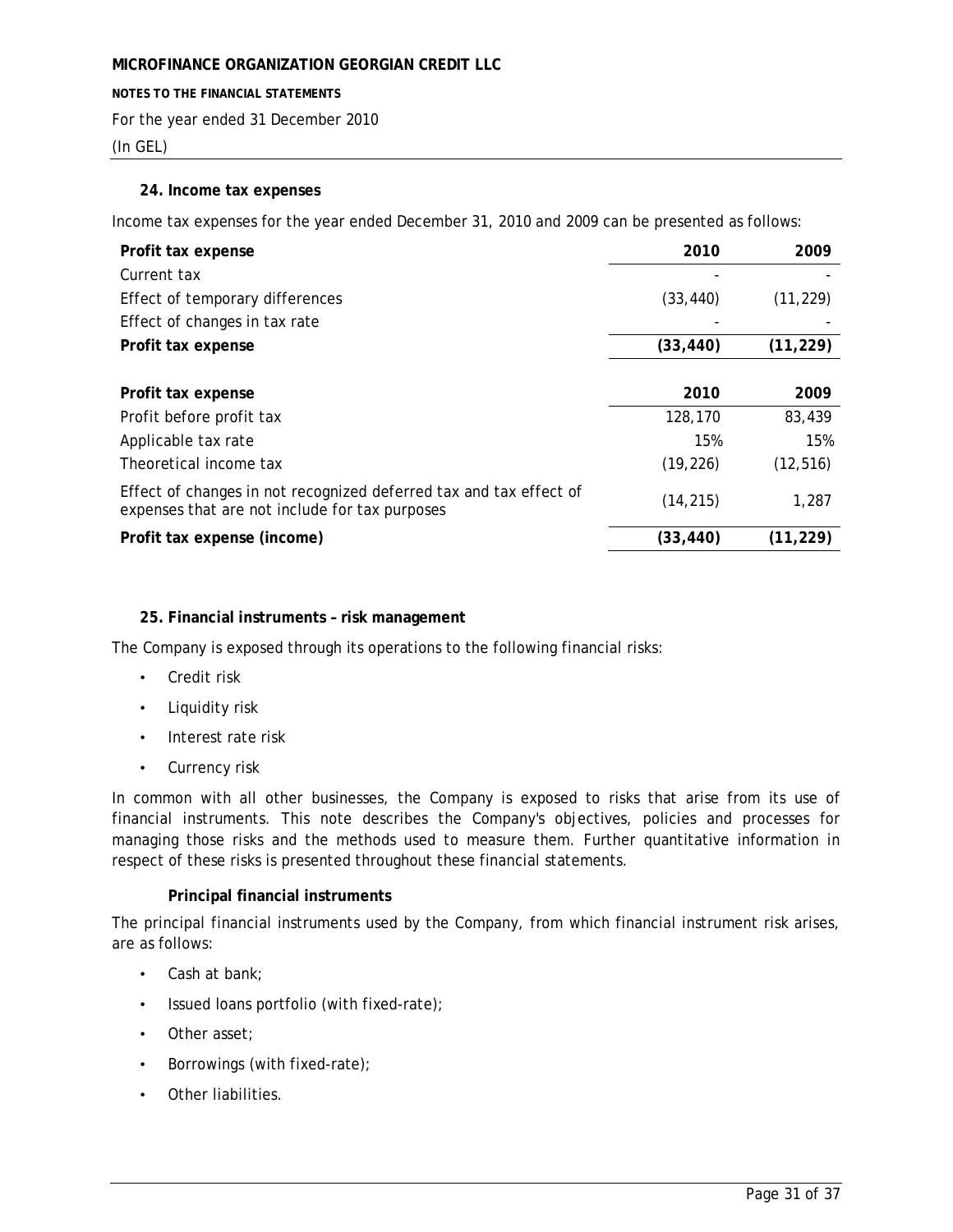MICROFINANCE ORGANIZATION GEORGIAN CREDIT LLC

NOTES TO THE FINANCIAL STATEMENTS

For the year ended 31 December 2010

(In GEL)

## 24. Income tax expenses

Income tax expenses for the year ended December 31, 2010 and 2009 can be presented as follows:

| **Profit tax expense** | **2010** | **2009** |
|---|---|---|
| Current tax | - | - |
| Effect of temporary differences | (33,440) | (11,229) |
| Effect of changes in tax rate | - | - |
| **Profit tax expense** | **(33,440)** | **(11,229)** |

| **Profit tax expense** | **2010** | **2009** |
|---|---|---|
| Profit before profit tax | 128,170 | 83,439 |
| Applicable tax rate | 15% | 15% |
| Theoretical income tax | (19,226) | (12,516) |
| Effect of changes in not recognized deferred tax and tax effect of expenses that are not include for tax purposes | (14,215) | 1,287 |
| **Profit tax expense (income)** | **(33,440)** | **(11,229)** |

## 25. Financial instruments – risk management

The Company is exposed through its operations to the following financial risks:

- Credit risk
- Liquidity risk
- Interest rate risk
- Currency risk

In common with all other businesses, the Company is exposed to risks that arise from its use of financial instruments. This note describes the Company's objectives, policies and processes for managing those risks and the methods used to measure them. Further quantitative information in respect of these risks is presented throughout these financial statements.

### Principal financial instruments

The principal financial instruments used by the Company, from which financial instrument risk arises, are as follows:

- Cash at bank;
- Issued loans portfolio (with fixed-rate);
- Other asset;
- Borrowings (with fixed-rate);
- Other liabilities.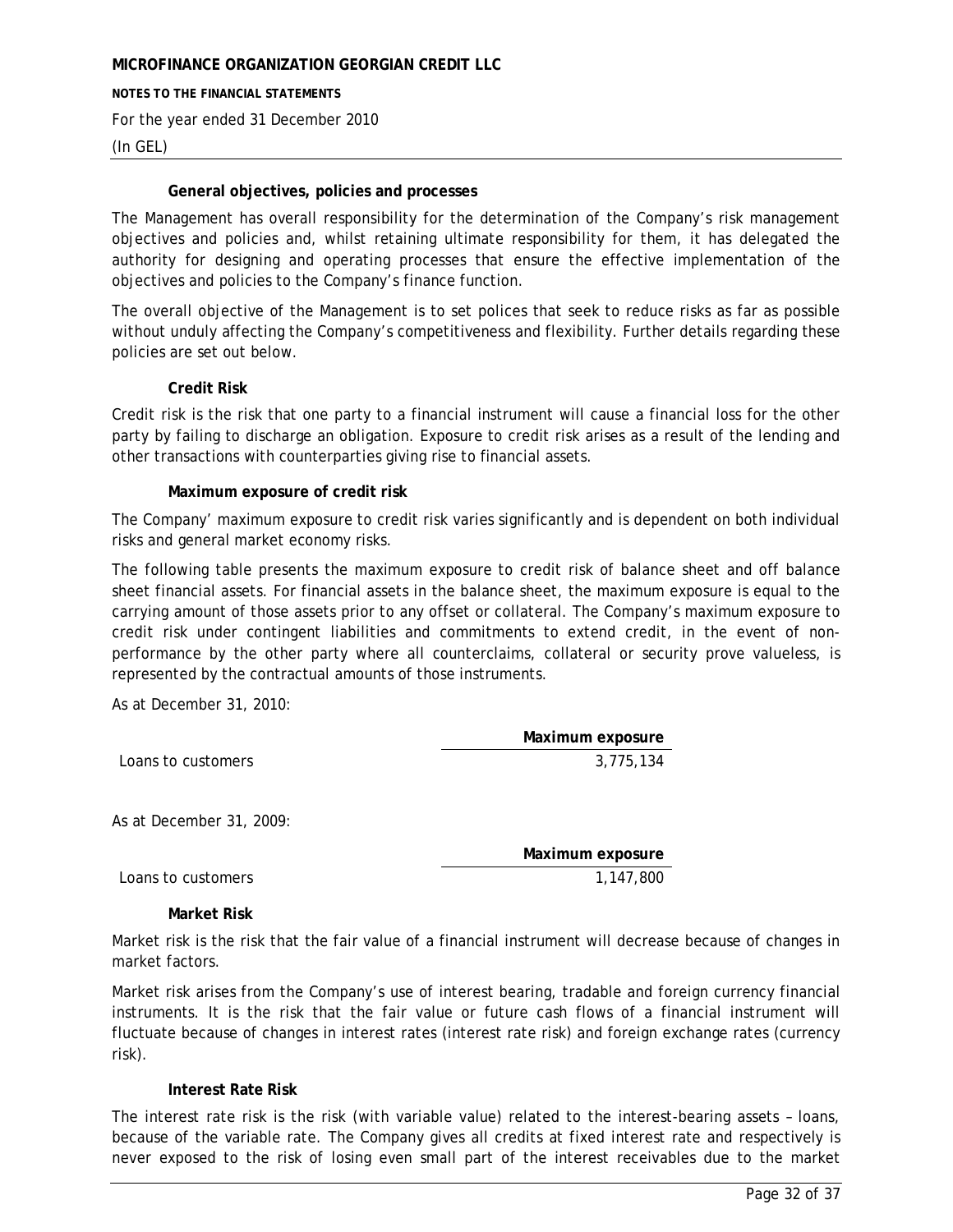#### General objectives, policies and processes

The Management has overall responsibility for the determination of the Company's risk management objectives and policies and, whilst retaining ultimate responsibility for them, it has delegated the authority for designing and operating processes that ensure the effective implementation of the objectives and policies to the Company's finance function.

The overall objective of the Management is to set polices that seek to reduce risks as far as possible without unduly affecting the Company's competitiveness and flexibility. Further details regarding these policies are set out below.

#### Credit Risk

Credit risk is the risk that one party to a financial instrument will cause a financial loss for the other party by failing to discharge an obligation. Exposure to credit risk arises as a result of the lending and other transactions with counterparties giving rise to financial assets.

#### Maximum exposure of credit risk

The Company' maximum exposure to credit risk varies significantly and is dependent on both individual risks and general market economy risks.

The following table presents the maximum exposure to credit risk of balance sheet and off balance sheet financial assets. For financial assets in the balance sheet, the maximum exposure is equal to the carrying amount of those assets prior to any offset or collateral. The Company's maximum exposure to credit risk under contingent liabilities and commitments to extend credit, in the event of non-performance by the other party where all counterclaims, collateral or security prove valueless, is represented by the contractual amounts of those instruments.

As at December 31, 2010:

| | Maximum exposure |
|---|---|
| Loans to customers | 3,775,134 |

As at December 31, 2009:

| | Maximum exposure |
|---|---|
| Loans to customers | 1,147,800 |

#### Market Risk

Market risk is the risk that the fair value of a financial instrument will decrease because of changes in market factors.

Market risk arises from the Company's use of interest bearing, tradable and foreign currency financial instruments. It is the risk that the fair value or future cash flows of a financial instrument will fluctuate because of changes in interest rates (interest rate risk) and foreign exchange rates (currency risk).

#### Interest Rate Risk

The interest rate risk is the risk (with variable value) related to the interest-bearing assets – loans, because of the variable rate. The Company gives all credits at fixed interest rate and respectively is never exposed to the risk of losing even small part of the interest receivables due to the market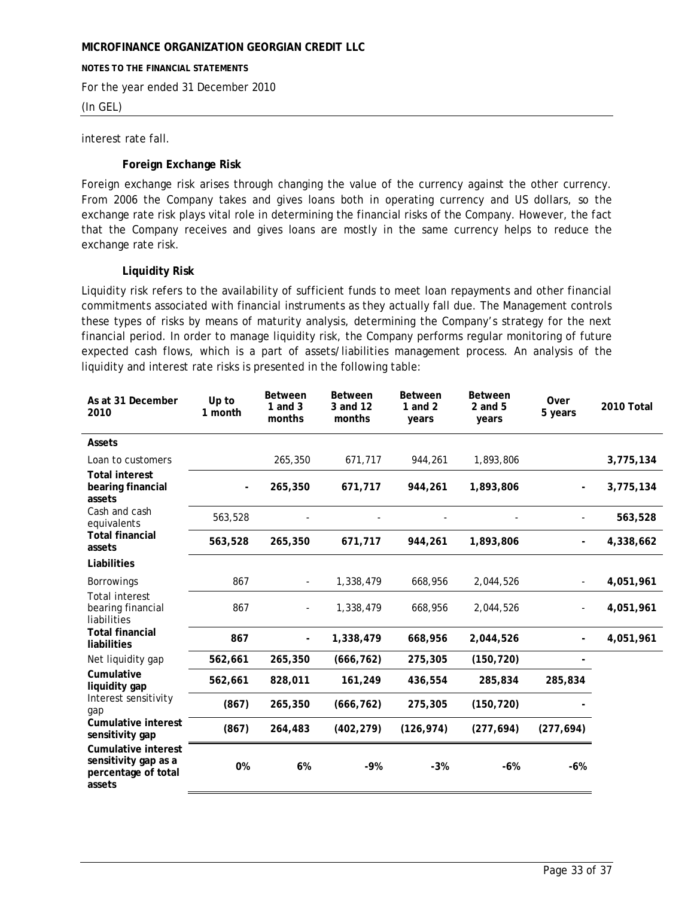interest rate fall.

**Foreign Exchange Risk**

Foreign exchange risk arises through changing the value of the currency against the other currency. From 2006 the Company takes and gives loans both in operating currency and US dollars, so the exchange rate risk plays vital role in determining the financial risks of the Company. However, the fact that the Company receives and gives loans are mostly in the same currency helps to reduce the exchange rate risk.

**Liquidity Risk**

Liquidity risk refers to the availability of sufficient funds to meet loan repayments and other financial commitments associated with financial instruments as they actually fall due. The Management controls these types of risks by means of maturity analysis, determining the Company's strategy for the next financial period. In order to manage liquidity risk, the Company performs regular monitoring of future expected cash flows, which is a part of assets/liabilities management process. An analysis of the liquidity and interest rate risks is presented in the following table:

| As at 31 December 2010 | Up to 1 month | Between 1 and 3 months | Between 3 and 12 months | Between 1 and 2 years | Between 2 and 5 years | Over 5 years | 2010 Total |
|---|---|---|---|---|---|---|---|
| **Assets** | | | | | | | |
| Loan to customers | | 265,350 | 671,717 | 944,261 | 1,893,806 | | **3,775,134** |
| **Total interest bearing financial assets** | **-** | **265,350** | **671,717** | **944,261** | **1,893,806** | **-** | **3,775,134** |
| Cash and cash equivalents | 563,528 | - | - | - | - | - | **563,528** |
| **Total financial assets** | **563,528** | **265,350** | **671,717** | **944,261** | **1,893,806** | **-** | **4,338,662** |
| **Liabilities** | | | | | | | |
| Borrowings | 867 | - | 1,338,479 | 668,956 | 2,044,526 | - | **4,051,961** |
| Total interest bearing financial liabilities | 867 | - | 1,338,479 | 668,956 | 2,044,526 | - | **4,051,961** |
| **Total financial liabilities** | **867** | **-** | **1,338,479** | **668,956** | **2,044,526** | **-** | **4,051,961** |
| Net liquidity gap | **562,661** | **265,350** | **(666,762)** | **275,305** | **(150,720)** | **-** | |
| **Cumulative liquidity gap** | **562,661** | **828,011** | **161,249** | **436,554** | **285,834** | **285,834** | |
| Interest sensitivity gap | **(867)** | **265,350** | **(666,762)** | **275,305** | **(150,720)** | **-** | |
| **Cumulative interest sensitivity gap** | **(867)** | **264,483** | **(402,279)** | **(126,974)** | **(277,694)** | **(277,694)** | |
| **Cumulative interest sensitivity gap as a percentage of total assets** | **0%** | **6%** | **-9%** | **-3%** | **-6%** | **-6%** | |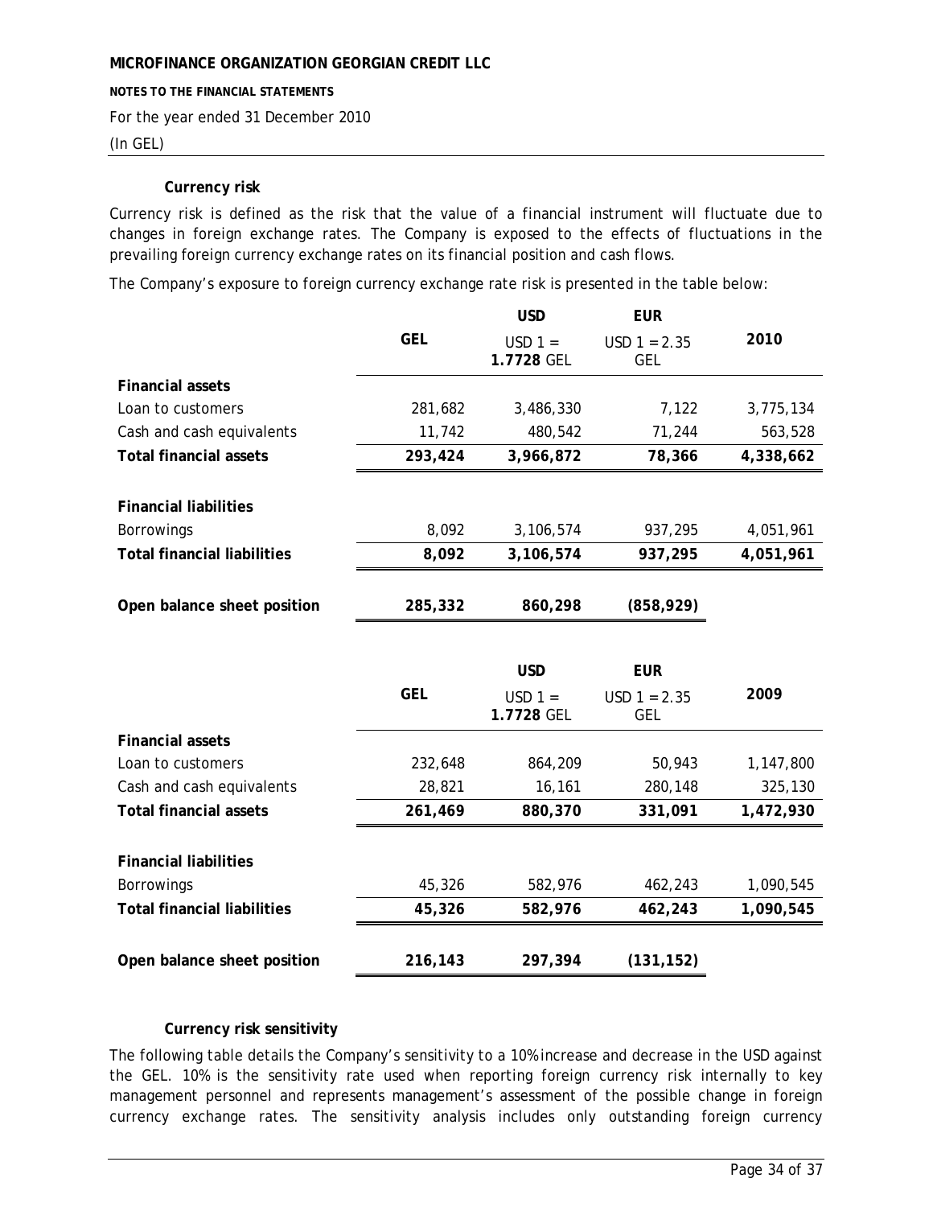**Currency risk**

Currency risk is defined as the risk that the value of a financial instrument will fluctuate due to changes in foreign exchange rates. The Company is exposed to the effects of fluctuations in the prevailing foreign currency exchange rates on its financial position and cash flows.

The Company's exposure to foreign currency exchange rate risk is presented in the table below:

| | GEL | USD<br>USD 1 = **1.7728** GEL | EUR<br>USD 1 = 2.35 GEL | 2010 |
|---|---|---|---|---|
| **Financial assets** | | | | |
| Loan to customers | 281,682 | 3,486,330 | 7,122 | 3,775,134 |
| Cash and cash equivalents | 11,742 | 480,542 | 71,244 | 563,528 |
| **Total financial assets** | **293,424** | **3,966,872** | **78,366** | **4,338,662** |
| **Financial liabilities** | | | | |
| Borrowings | 8,092 | 3,106,574 | 937,295 | 4,051,961 |
| **Total financial liabilities** | **8,092** | **3,106,574** | **937,295** | **4,051,961** |
| **Open balance sheet position** | **285,332** | **860,298** | **(858,929)** | |

| | GEL | USD<br>USD 1 = **1.7728** GEL | EUR<br>USD 1 = 2.35 GEL | 2009 |
|---|---|---|---|---|
| **Financial assets** | | | | |
| Loan to customers | 232,648 | 864,209 | 50,943 | 1,147,800 |
| Cash and cash equivalents | 28,821 | 16,161 | 280,148 | 325,130 |
| **Total financial assets** | **261,469** | **880,370** | **331,091** | **1,472,930** |
| **Financial liabilities** | | | | |
| Borrowings | 45,326 | 582,976 | 462,243 | 1,090,545 |
| **Total financial liabilities** | **45,326** | **582,976** | **462,243** | **1,090,545** |
| **Open balance sheet position** | **216,143** | **297,394** | **(131,152)** | |

**Currency risk sensitivity**

The following table details the Company's sensitivity to a 10% increase and decrease in the USD against the GEL. 10% is the sensitivity rate used when reporting foreign currency risk internally to key management personnel and represents management's assessment of the possible change in foreign currency exchange rates. The sensitivity analysis includes only outstanding foreign currency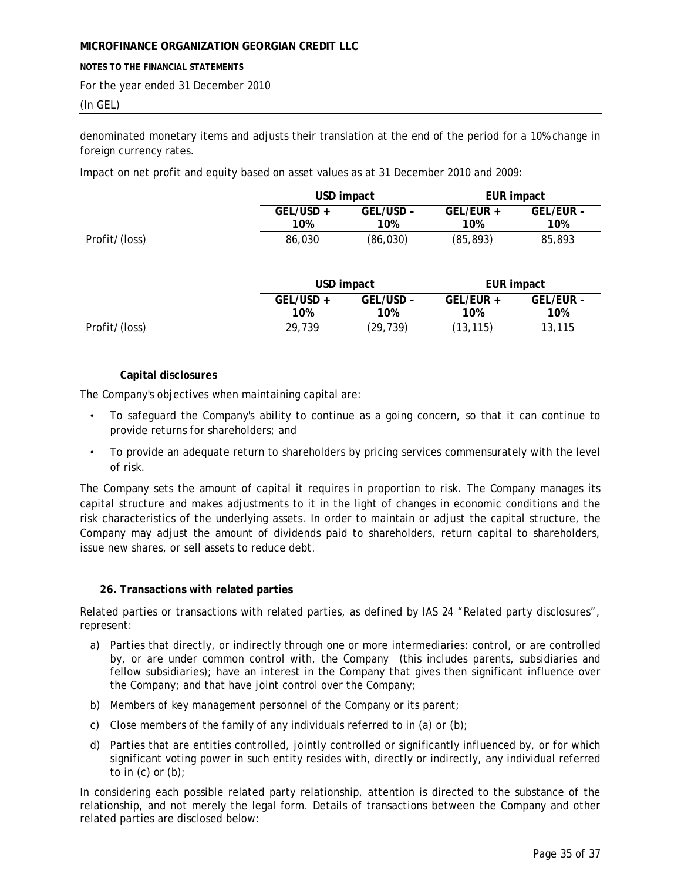denominated monetary items and adjusts their translation at the end of the period for a 10% change in foreign currency rates.

Impact on net profit and equity based on asset values as at 31 December 2010 and 2009:

| | USD impact | | EUR impact | |
|---|---|---|---|---|
| | GEL/USD + 10% | GEL/USD – 10% | GEL/EUR + 10% | GEL/EUR – 10% |
| Profit/(loss) | 86,030 | (86,030) | (85,893) | 85,893 |

| | USD impact | | EUR impact | |
|---|---|---|---|---|
| | GEL/USD + 10% | GEL/USD – 10% | GEL/EUR + 10% | GEL/EUR – 10% |
| Profit/(loss) | 29,739 | (29,739) | (13,115) | 13,115 |

**Capital disclosures**

The Company's objectives when maintaining capital are:

- To safeguard the Company's ability to continue as a going concern, so that it can continue to provide returns for shareholders; and
- To provide an adequate return to shareholders by pricing services commensurately with the level of risk.

The Company sets the amount of capital it requires in proportion to risk. The Company manages its capital structure and makes adjustments to it in the light of changes in economic conditions and the risk characteristics of the underlying assets. In order to maintain or adjust the capital structure, the Company may adjust the amount of dividends paid to shareholders, return capital to shareholders, issue new shares, or sell assets to reduce debt.

## 26. Transactions with related parties

Related parties or transactions with related parties, as defined by IAS 24 "Related party disclosures", represent:

a) Parties that directly, or indirectly through one or more intermediaries: control, or are controlled by, or are under common control with, the Company (this includes parents, subsidiaries and fellow subsidiaries); have an interest in the Company that gives then significant influence over the Company; and that have joint control over the Company;
b) Members of key management personnel of the Company or its parent;
c) Close members of the family of any individuals referred to in (a) or (b);
d) Parties that are entities controlled, jointly controlled or significantly influenced by, or for which significant voting power in such entity resides with, directly or indirectly, any individual referred to in (c) or (b);

In considering each possible related party relationship, attention is directed to the substance of the relationship, and not merely the legal form. Details of transactions between the Company and other related parties are disclosed below: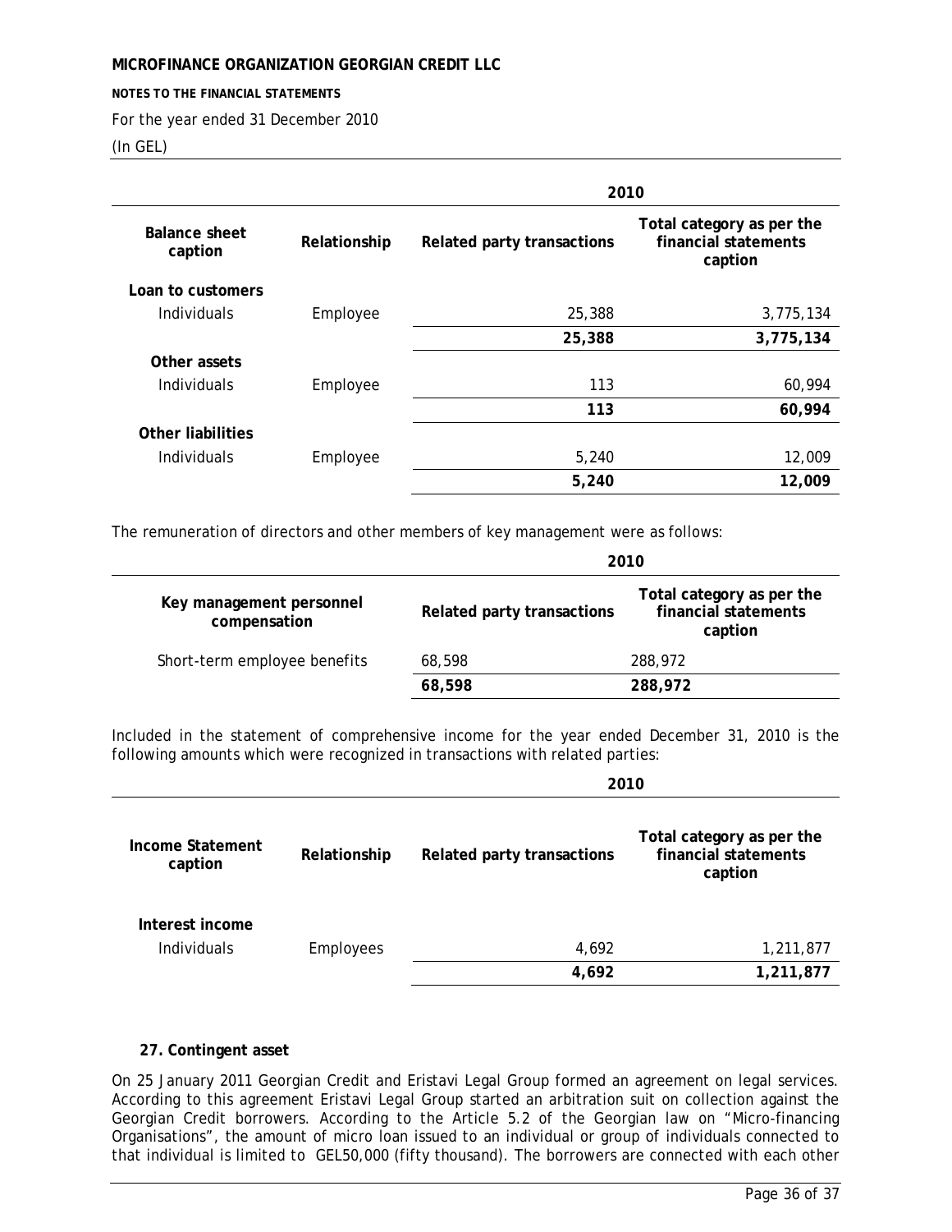| | | 2010 | |
|---|---|---|---|
| **Balance sheet caption** | **Relationship** | **Related party transactions** | **Total category as per the financial statements caption** |
| **Loan to customers** | | | |
| Individuals | Employee | 25,388 | 3,775,134 |
| | | **25,388** | **3,775,134** |
| **Other assets** | | | |
| Individuals | Employee | 113 | 60,994 |
| | | **113** | **60,994** |
| **Other liabilities** | | | |
| Individuals | Employee | 5,240 | 12,009 |
| | | **5,240** | **12,009** |

The remuneration of directors and other members of key management were as follows:

| | 2010 | |
|---|---|---|
| **Key management personnel compensation** | **Related party transactions** | **Total category as per the financial statements caption** |
| Short-term employee benefits | 68,598 | 288,972 |
| | **68,598** | **288,972** |

Included in the statement of comprehensive income for the year ended December 31, 2010 is the following amounts which were recognized in transactions with related parties:

| | | 2010 | |
|---|---|---|---|
| **Income Statement caption** | **Relationship** | **Related party transactions** | **Total category as per the financial statements caption** |
| **Interest income** | | | |
| Individuals | Employees | 4,692 | 1,211,877 |
| | | **4,692** | **1,211,877** |

## 27. Contingent asset

On 25 January 2011 Georgian Credit and Eristavi Legal Group formed an agreement on legal services. According to this agreement Eristavi Legal Group started an arbitration suit on collection against the Georgian Credit borrowers. According to the Article 5.2 of the Georgian law on "Micro-financing Organisations", the amount of micro loan issued to an individual or group of individuals connected to that individual is limited to GEL50,000 (fifty thousand). The borrowers are connected with each other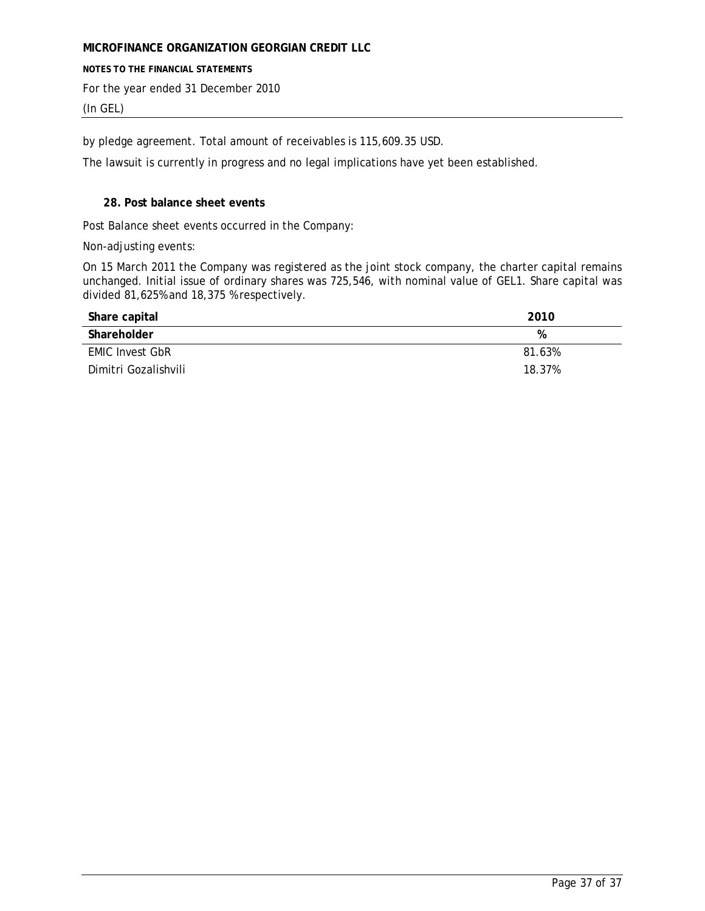by pledge agreement. Total amount of receivables is 115,609.35 USD.

The lawsuit is currently in progress and no legal implications have yet been established.

### 28. Post balance sheet events

Post Balance sheet events occurred in the Company:

Non-adjusting events:

On 15 March 2011 the Company was registered as the joint stock company, the charter capital remains unchanged. Initial issue of ordinary shares was 725,546, with nominal value of GEL1. Share capital was divided 81,625% and 18,375 % respectively.

| Share capital | 2010 |
|---|---|
| **Shareholder** | **%** |
| EMIC Invest GbR | 81.63% |
| Dimitri Gozalishvili | 18.37% |